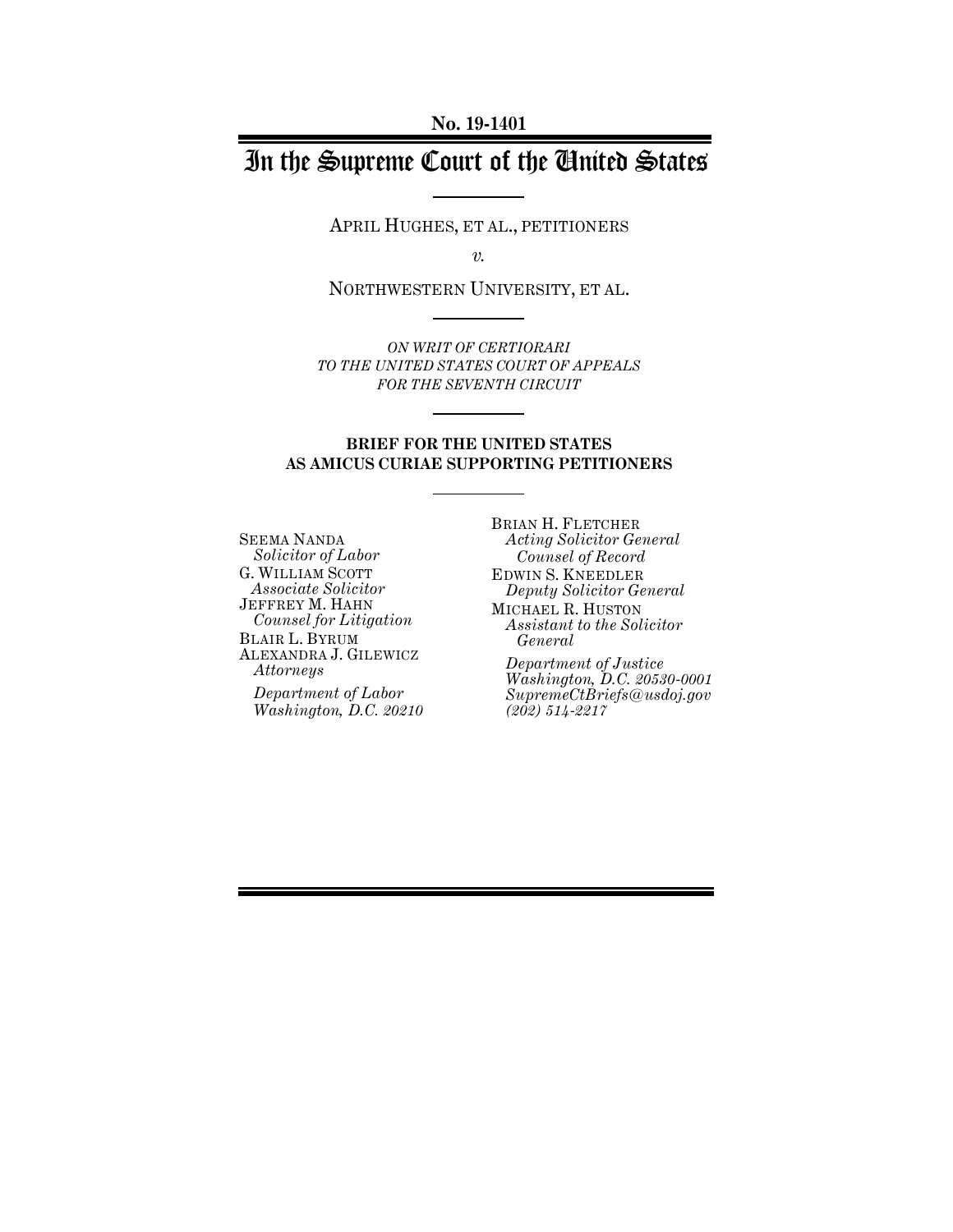**No. 19-1401**

# In the Supreme Court of the United States

APRIL HUGHES, ET AL., PETITIONERS

*v.*

NORTHWESTERN UNIVERSITY, ET AL.

*ON WRIT OF CERTIORARI*
*TO THE UNITED STATES COURT OF APPEALS*
*FOR THE SEVENTH CIRCUIT*

**BRIEF FOR THE UNITED STATES**
**AS AMICUS CURIAE SUPPORTING PETITIONERS**

SEEMA NANDA
*Solicitor of Labor*
G. WILLIAM SCOTT
*Associate Solicitor*
JEFFREY M. HAHN
*Counsel for Litigation*
BLAIR L. BYRUM
ALEXANDRA J. GILEWICZ
*Attorneys*
*Department of Labor*
*Washington, D.C. 20210*

BRIAN H. FLETCHER
*Acting Solicitor General*
*Counsel of Record*
EDWIN S. KNEEDLER
*Deputy Solicitor General*
MICHAEL R. HUSTON
*Assistant to the Solicitor General*
*Department of Justice*
*Washington, D.C. 20530-0001*
*SupremeCtBriefs@usdoj.gov*
*(202) 514-2217*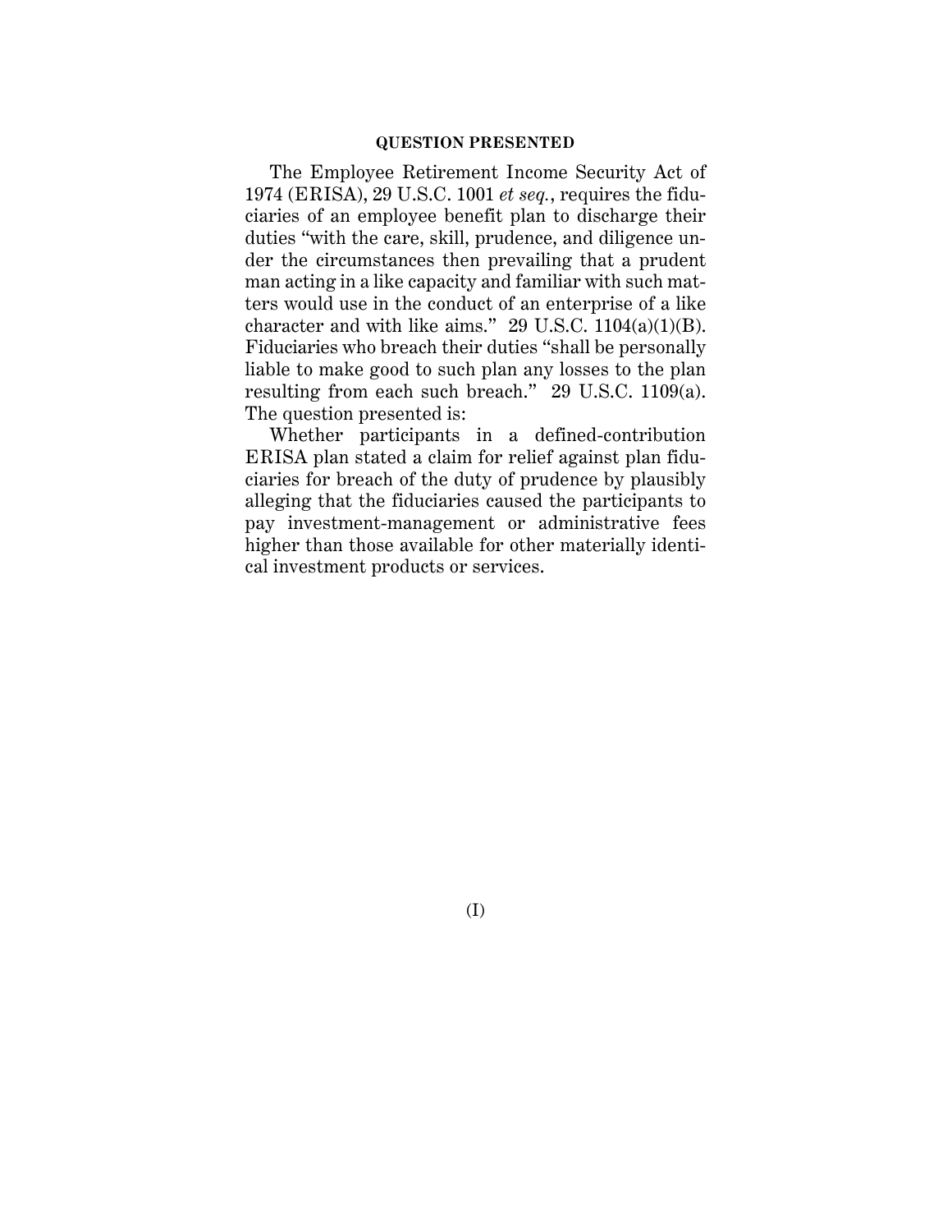## QUESTION PRESENTED

The Employee Retirement Income Security Act of 1974 (ERISA), 29 U.S.C. 1001 *et seq.*, requires the fiduciaries of an employee benefit plan to discharge their duties "with the care, skill, prudence, and diligence under the circumstances then prevailing that a prudent man acting in a like capacity and familiar with such matters would use in the conduct of an enterprise of a like character and with like aims." 29 U.S.C. 1104(a)(1)(B). Fiduciaries who breach their duties "shall be personally liable to make good to such plan any losses to the plan resulting from each such breach." 29 U.S.C. 1109(a). The question presented is:

Whether participants in a defined-contribution ERISA plan stated a claim for relief against plan fiduciaries for breach of the duty of prudence by plausibly alleging that the fiduciaries caused the participants to pay investment-management or administrative fees higher than those available for other materially identical investment products or services.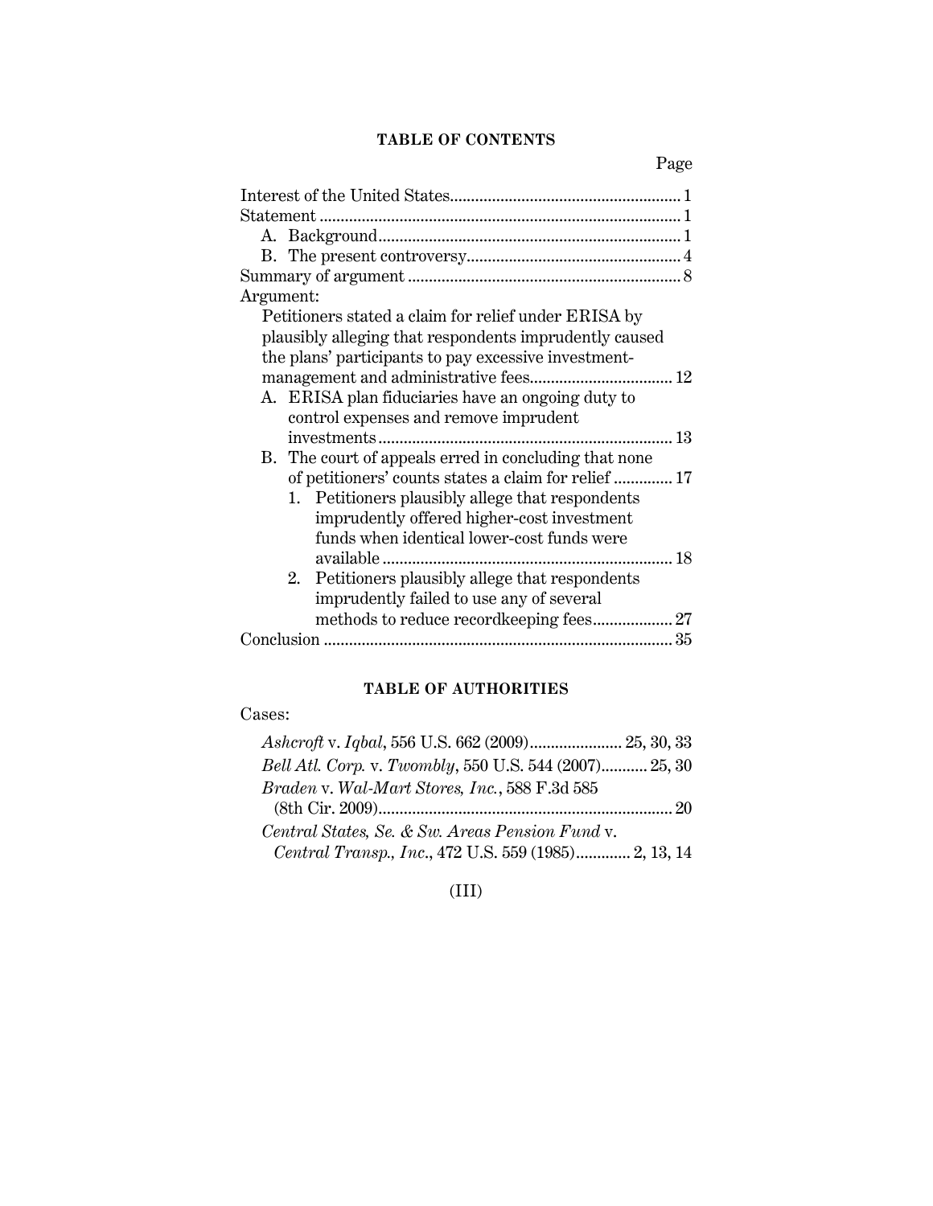## TABLE OF CONTENTS

| | Page |
|---|---|
| Interest of the United States | 1 |
| Statement | 1 |
| A. Background | 1 |
| B. The present controversy | 4 |
| Summary of argument | 8 |
| Argument: | |
| Petitioners stated a claim for relief under ERISA by plausibly alleging that respondents imprudently caused the plans' participants to pay excessive investment-management and administrative fees | 12 |
| A. ERISA plan fiduciaries have an ongoing duty to control expenses and remove imprudent investments | 13 |
| B. The court of appeals erred in concluding that none of petitioners' counts states a claim for relief | 17 |
| 1. Petitioners plausibly allege that respondents imprudently offered higher-cost investment funds when identical lower-cost funds were available | 18 |
| 2. Petitioners plausibly allege that respondents imprudently failed to use any of several methods to reduce recordkeeping fees | 27 |
| Conclusion | 35 |

## TABLE OF AUTHORITIES

Cases:

*Ashcroft* v. *Iqbal*, 556 U.S. 662 (2009) .......... 25, 30, 33

*Bell Atl. Corp.* v. *Twombly*, 550 U.S. 544 (2007) .......... 25, 30

*Braden* v. *Wal-Mart Stores, Inc.*, 588 F.3d 585 (8th Cir. 2009) .......... 20

*Central States, Se. & Sw. Areas Pension Fund* v. *Central Transp., Inc.*, 472 U.S. 559 (1985) .......... 2, 13, 14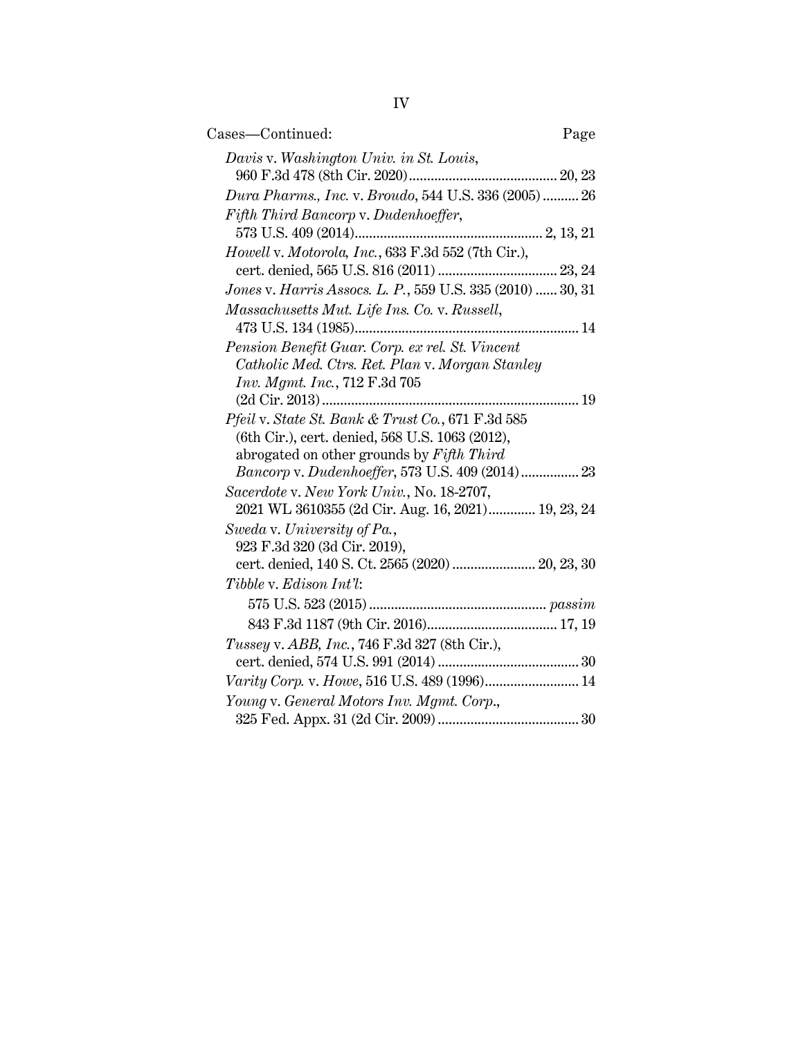Cases—Continued: Page

*Davis* v. *Washington Univ. in St. Louis*, 960 F.3d 478 (8th Cir. 2020) ........................................ 20, 23

*Dura Pharms., Inc.* v. *Broudo*, 544 U.S. 336 (2005) .......... 26

*Fifth Third Bancorp* v. *Dudenhoeffer*, 573 U.S. 409 (2014)................................................... 2, 13, 21

*Howell* v. *Motorola, Inc.*, 633 F.3d 552 (7th Cir.), cert. denied, 565 U.S. 816 (2011) ................................ 23, 24

*Jones* v. *Harris Assocs. L. P.*, 559 U.S. 335 (2010) ...... 30, 31

*Massachusetts Mut. Life Ins. Co.* v. *Russell*, 473 U.S. 134 (1985)............................................................. 14

*Pension Benefit Guar. Corp. ex rel. St. Vincent Catholic Med. Ctrs. Ret. Plan* v. *Morgan Stanley Inv. Mgmt. Inc.*, 712 F.3d 705 (2d Cir. 2013) ...................................................................... 19

*Pfeil* v. *State St. Bank & Trust Co.*, 671 F.3d 585 (6th Cir.), cert. denied, 568 U.S. 1063 (2012), abrogated on other grounds by *Fifth Third Bancorp* v. *Dudenhoeffer*, 573 U.S. 409 (2014)................ 23

*Sacerdote* v. *New York Univ.*, No. 18-2707, 2021 WL 3610355 (2d Cir. Aug. 16, 2021)............. 19, 23, 24

*Sweda* v. *University of Pa.*, 923 F.3d 320 (3d Cir. 2019), cert. denied, 140 S. Ct. 2565 (2020) ....................... 20, 23, 30

*Tibble* v. *Edison Int'l*:

575 U.S. 523 (2015) ................................................ *passim*

843 F.3d 1187 (9th Cir. 2016).................................... 17, 19

*Tussey* v. *ABB, Inc.*, 746 F.3d 327 (8th Cir.), cert. denied, 574 U.S. 991 (2014) ....................................... 30

*Varity Corp.* v. *Howe*, 516 U.S. 489 (1996).......................... 14

*Young* v. *General Motors Inv. Mgmt. Corp.*, 325 Fed. Appx. 31 (2d Cir. 2009) ....................................... 30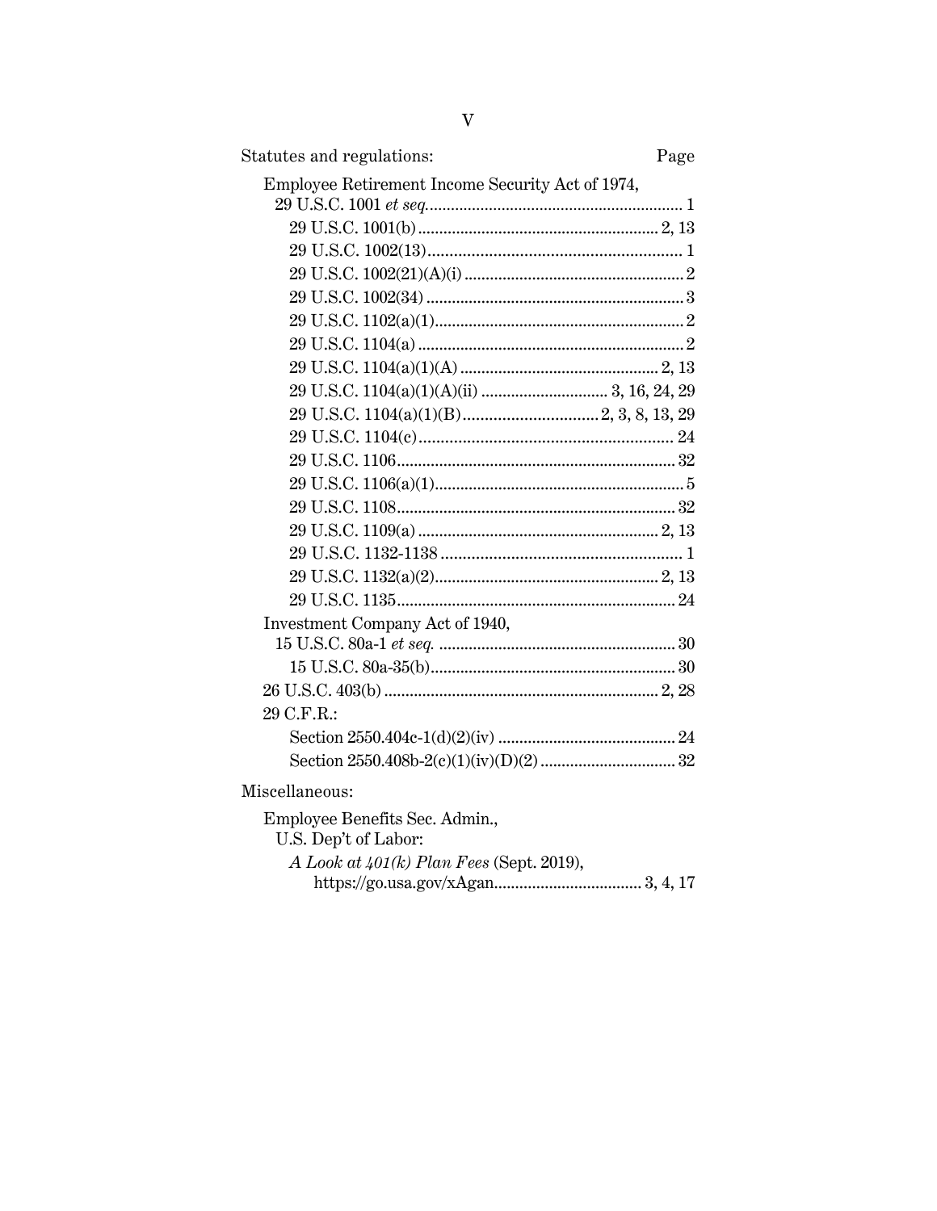| Statutes and regulations: | Page |
| --- | --- |
| Employee Retirement Income Security Act of 1974, 29 U.S.C. 1001 *et seq.* | 1 |
| 29 U.S.C. 1001(b) | 2, 13 |
| 29 U.S.C. 1002(13) | 1 |
| 29 U.S.C. 1002(21)(A)(i) | 2 |
| 29 U.S.C. 1002(34) | 3 |
| 29 U.S.C. 1102(a)(1) | 2 |
| 29 U.S.C. 1104(a) | 2 |
| 29 U.S.C. 1104(a)(1)(A) | 2, 13 |
| 29 U.S.C. 1104(a)(1)(A)(ii) | 3, 16, 24, 29 |
| 29 U.S.C. 1104(a)(1)(B) | 2, 3, 8, 13, 29 |
| 29 U.S.C. 1104(c) | 24 |
| 29 U.S.C. 1106 | 32 |
| 29 U.S.C. 1106(a)(1) | 5 |
| 29 U.S.C. 1108 | 32 |
| 29 U.S.C. 1109(a) | 2, 13 |
| 29 U.S.C. 1132-1138 | 1 |
| 29 U.S.C. 1132(a)(2) | 2, 13 |
| 29 U.S.C. 1135 | 24 |
| Investment Company Act of 1940, 15 U.S.C. 80a-1 *et seq.* | 30 |
| 15 U.S.C. 80a-35(b) | 30 |
| 26 U.S.C. 403(b) | 2, 28 |
| 29 C.F.R.: | |
| Section 2550.404c-1(d)(2)(iv) | 24 |
| Section 2550.408b-2(c)(1)(iv)(D)(*2*) | 32 |

Miscellaneous:

| | |
| --- | --- |
| Employee Benefits Sec. Admin., U.S. Dep't of Labor: | |
| *A Look at 401(k) Plan Fees* (Sept. 2019), https://go.usa.gov/xAgan | 3, 4, 17 |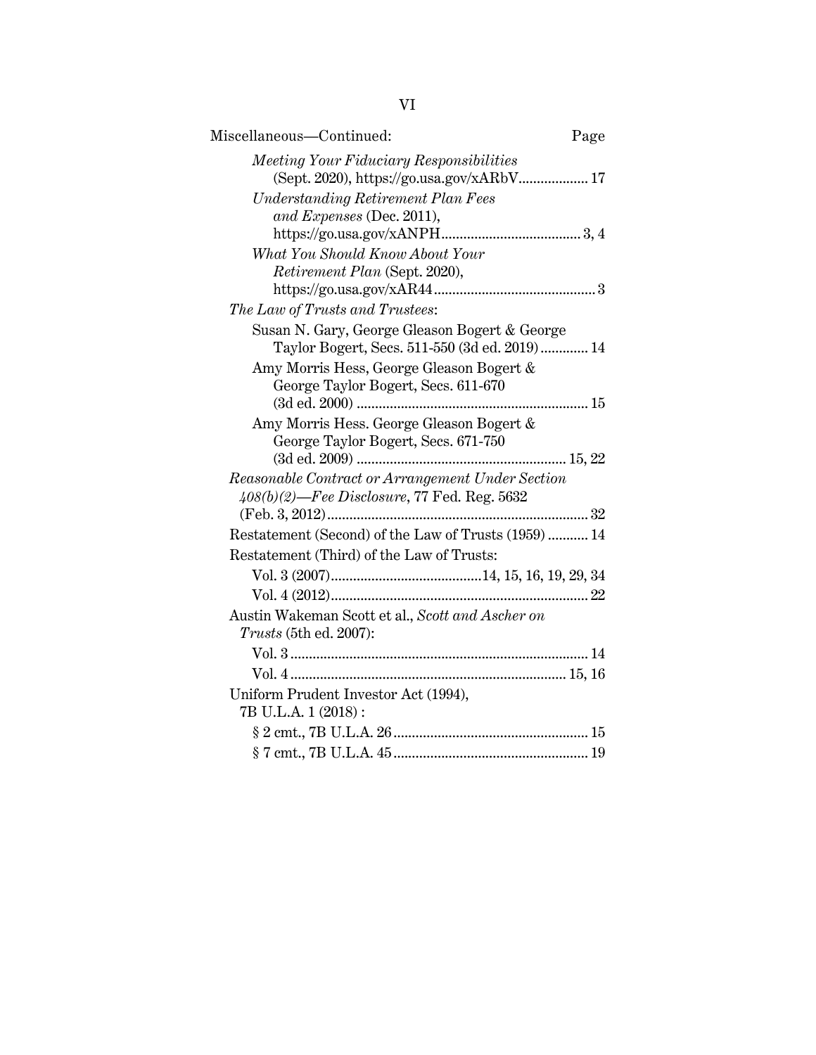Miscellaneous—Continued: Page

*Meeting Your Fiduciary Responsibilities* (Sept. 2020), https://go.usa.gov/xARbV.................. 17

*Understanding Retirement Plan Fees and Expenses* (Dec. 2011), https://go.usa.gov/xANPH..................................... 3, 4

*What You Should Know About Your Retirement Plan* (Sept. 2020), https://go.usa.gov/xAR44........................................... 3

*The Law of Trusts and Trustees*:

Susan N. Gary, George Gleason Bogert & George Taylor Bogert, Secs. 511-550 (3d ed. 2019)............ 14

Amy Morris Hess, George Gleason Bogert & George Taylor Bogert, Secs. 611-670 (3d ed. 2000) .............................................................. 15

Amy Morris Hess. George Gleason Bogert & George Taylor Bogert, Secs. 671-750 (3d ed. 2009) ......................................................... 15, 22

*Reasonable Contract or Arrangement Under Section 408(b)(2)—Fee Disclosure*, 77 Fed. Reg. 5632 (Feb. 3, 2012)...................................................................... 32

Restatement (Second) of the Law of Trusts (1959) ........... 14

Restatement (Third) of the Law of Trusts:

Vol. 3 (2007)........................................14, 15, 16, 19, 29, 34

Vol. 4 (2012)...................................................................... 22

Austin Wakeman Scott et al., *Scott and Ascher on Trusts* (5th ed. 2007):

Vol. 3................................................................................ 14

Vol. 4.......................................................................... 15, 16

Uniform Prudent Investor Act (1994), 7B U.L.A. 1 (2018) :

§ 2 cmt., 7B U.L.A. 26.................................................... 15

§ 7 cmt., 7B U.L.A. 45.................................................... 19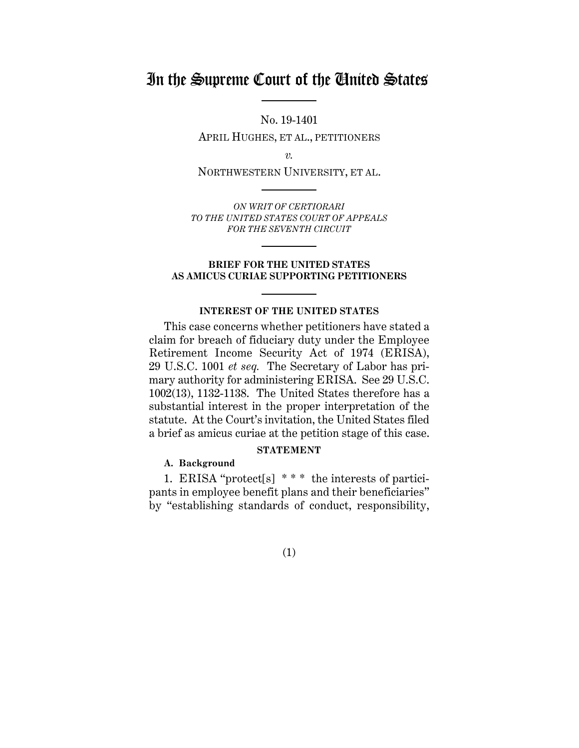# In the Supreme Court of the United States

No. 19-1401

APRIL HUGHES, ET AL., PETITIONERS

*v.*

NORTHWESTERN UNIVERSITY, ET AL.

*ON WRIT OF CERTIORARI TO THE UNITED STATES COURT OF APPEALS FOR THE SEVENTH CIRCUIT*

**BRIEF FOR THE UNITED STATES AS AMICUS CURIAE SUPPORTING PETITIONERS**

**INTEREST OF THE UNITED STATES**

This case concerns whether petitioners have stated a claim for breach of fiduciary duty under the Employee Retirement Income Security Act of 1974 (ERISA), 29 U.S.C. 1001 *et seq.* The Secretary of Labor has primary authority for administering ERISA. See 29 U.S.C. 1002(13), 1132-1138. The United States therefore has a substantial interest in the proper interpretation of the statute. At the Court's invitation, the United States filed a brief as amicus curiae at the petition stage of this case.

**STATEMENT**

**A. Background**

1. ERISA "protect[s] * * * the interests of participants in employee benefit plans and their beneficiaries" by "establishing standards of conduct, responsibility,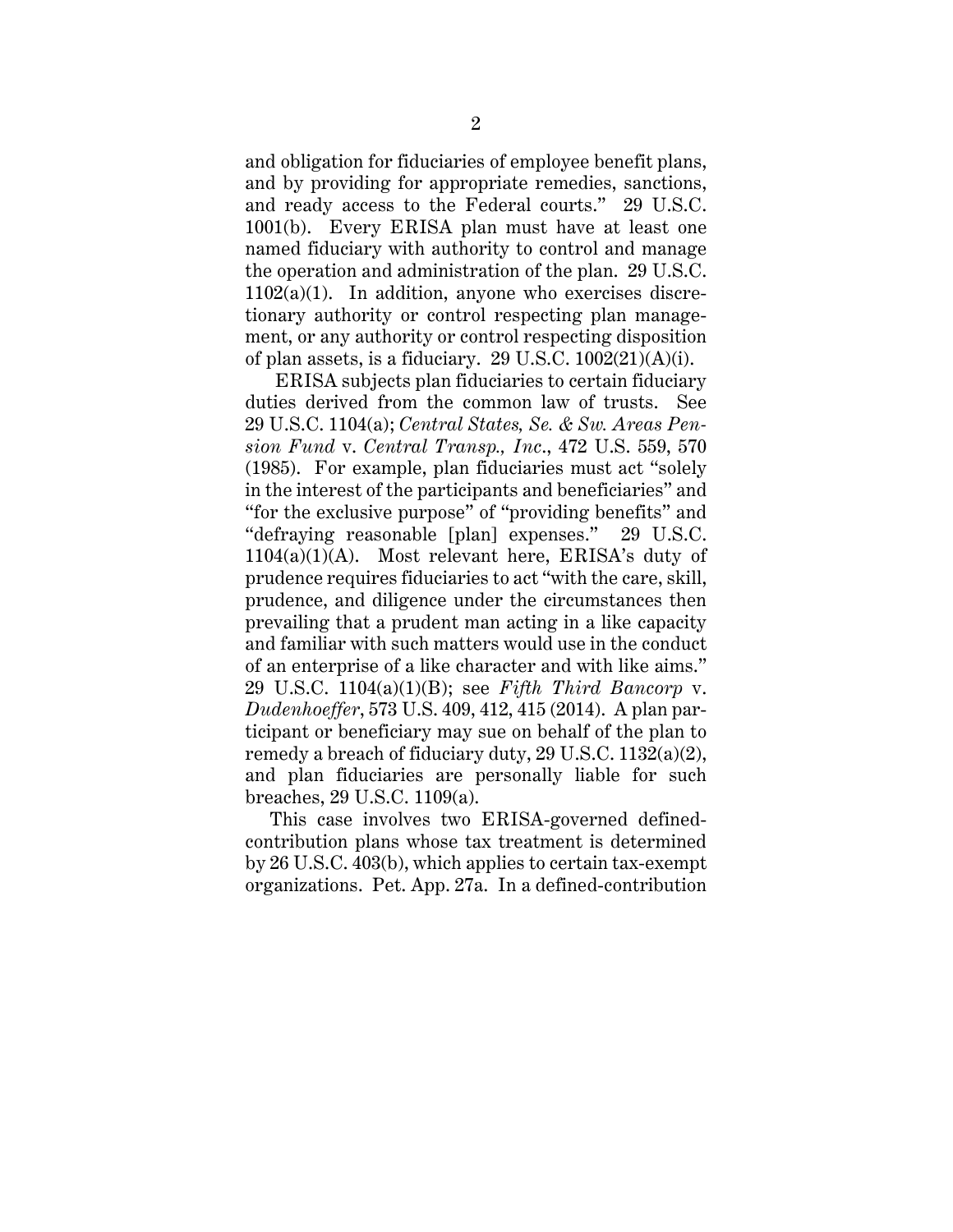and obligation for fiduciaries of employee benefit plans, and by providing for appropriate remedies, sanctions, and ready access to the Federal courts." 29 U.S.C. 1001(b). Every ERISA plan must have at least one named fiduciary with authority to control and manage the operation and administration of the plan. 29 U.S.C. 1102(a)(1). In addition, anyone who exercises discretionary authority or control respecting plan management, or any authority or control respecting disposition of plan assets, is a fiduciary. 29 U.S.C. 1002(21)(A)(i).

ERISA subjects plan fiduciaries to certain fiduciary duties derived from the common law of trusts. See 29 U.S.C. 1104(a); *Central States, Se. & Sw. Areas Pension Fund* v. *Central Transp., Inc.*, 472 U.S. 559, 570 (1985). For example, plan fiduciaries must act "solely in the interest of the participants and beneficiaries" and "for the exclusive purpose" of "providing benefits" and "defraying reasonable [plan] expenses." 29 U.S.C. 1104(a)(1)(A). Most relevant here, ERISA's duty of prudence requires fiduciaries to act "with the care, skill, prudence, and diligence under the circumstances then prevailing that a prudent man acting in a like capacity and familiar with such matters would use in the conduct of an enterprise of a like character and with like aims." 29 U.S.C. 1104(a)(1)(B); see *Fifth Third Bancorp* v. *Dudenhoeffer*, 573 U.S. 409, 412, 415 (2014). A plan participant or beneficiary may sue on behalf of the plan to remedy a breach of fiduciary duty, 29 U.S.C. 1132(a)(2), and plan fiduciaries are personally liable for such breaches, 29 U.S.C. 1109(a).

This case involves two ERISA-governed defined-contribution plans whose tax treatment is determined by 26 U.S.C. 403(b), which applies to certain tax-exempt organizations. Pet. App. 27a. In a defined-contribution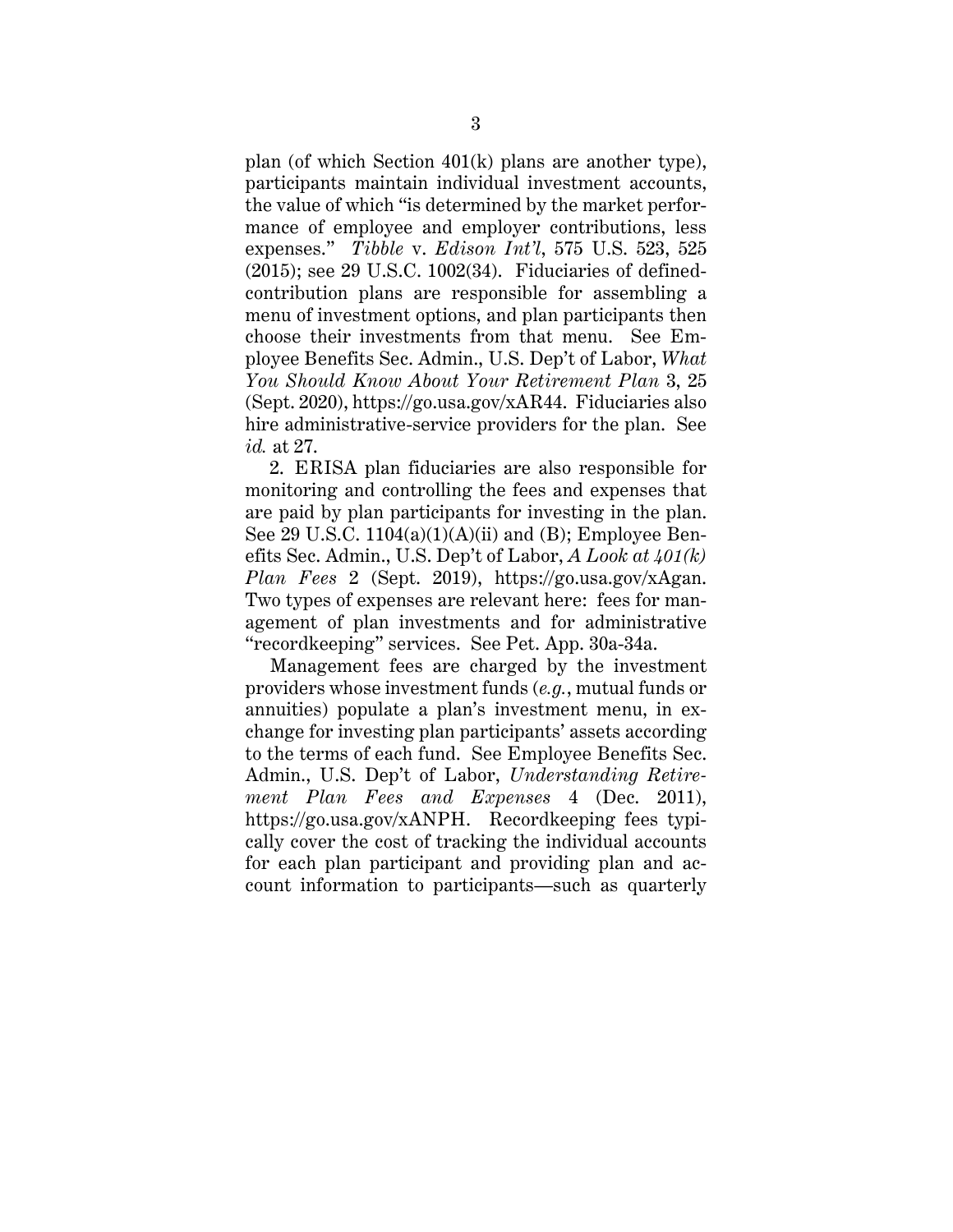plan (of which Section 401(k) plans are another type), participants maintain individual investment accounts, the value of which "is determined by the market performance of employee and employer contributions, less expenses." *Tibble* v. *Edison Int'l*, 575 U.S. 523, 525 (2015); see 29 U.S.C. 1002(34). Fiduciaries of defined-contribution plans are responsible for assembling a menu of investment options, and plan participants then choose their investments from that menu. See Employee Benefits Sec. Admin., U.S. Dep't of Labor, *What You Should Know About Your Retirement Plan* 3, 25 (Sept. 2020), https://go.usa.gov/xAR44. Fiduciaries also hire administrative-service providers for the plan. See *id.* at 27.

2. ERISA plan fiduciaries are also responsible for monitoring and controlling the fees and expenses that are paid by plan participants for investing in the plan. See 29 U.S.C. 1104(a)(1)(A)(ii) and (B); Employee Benefits Sec. Admin., U.S. Dep't of Labor, *A Look at 401(k) Plan Fees* 2 (Sept. 2019), https://go.usa.gov/xAgan. Two types of expenses are relevant here: fees for management of plan investments and for administrative "recordkeeping" services. See Pet. App. 30a-34a.

Management fees are charged by the investment providers whose investment funds (*e.g.*, mutual funds or annuities) populate a plan's investment menu, in exchange for investing plan participants' assets according to the terms of each fund. See Employee Benefits Sec. Admin., U.S. Dep't of Labor, *Understanding Retirement Plan Fees and Expenses* 4 (Dec. 2011), https://go.usa.gov/xANPH. Recordkeeping fees typically cover the cost of tracking the individual accounts for each plan participant and providing plan and account information to participants—such as quarterly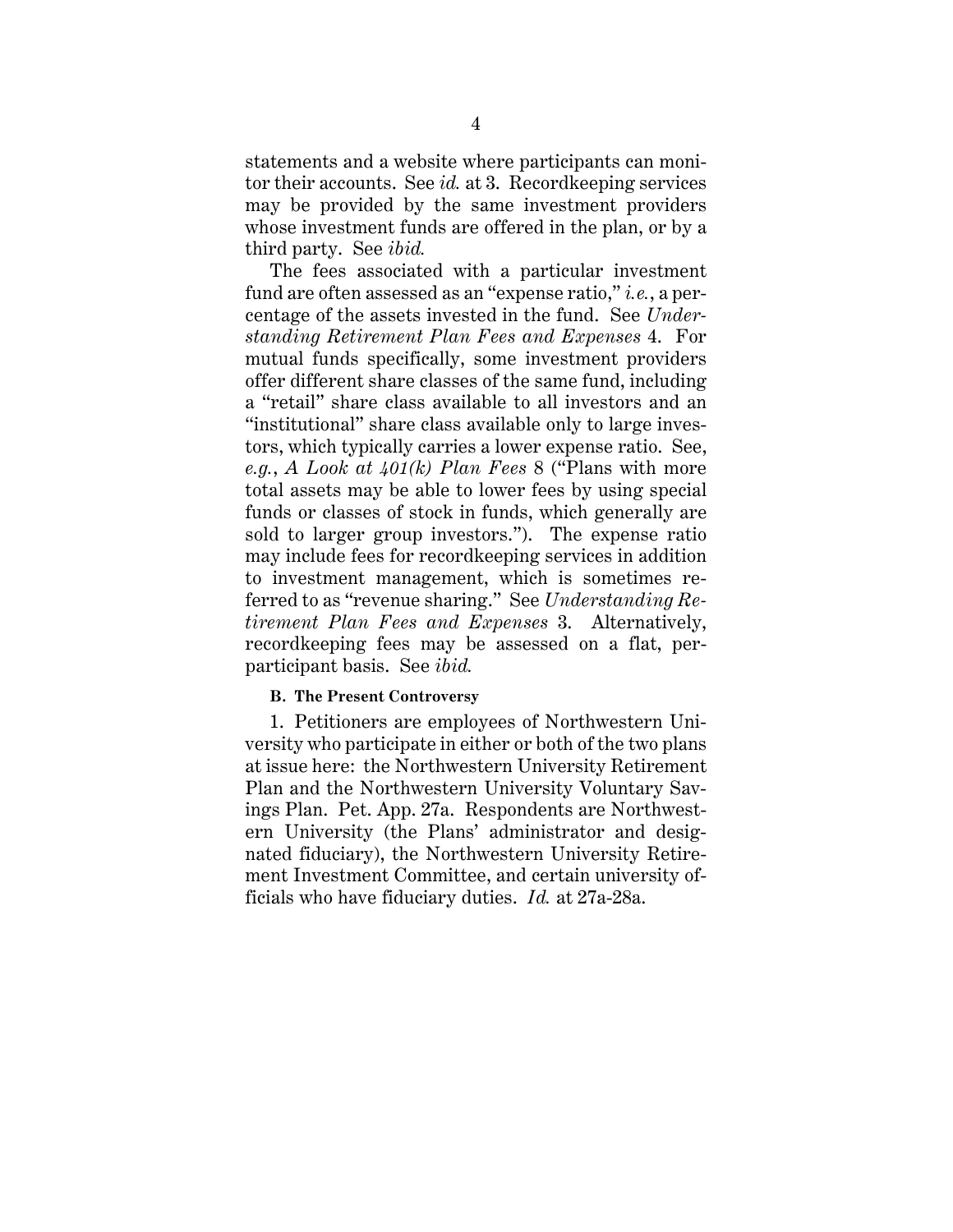statements and a website where participants can monitor their accounts. See *id.* at 3. Recordkeeping services may be provided by the same investment providers whose investment funds are offered in the plan, or by a third party. See *ibid.*

The fees associated with a particular investment fund are often assessed as an "expense ratio," *i.e.*, a percentage of the assets invested in the fund. See *Understanding Retirement Plan Fees and Expenses* 4. For mutual funds specifically, some investment providers offer different share classes of the same fund, including a "retail" share class available to all investors and an "institutional" share class available only to large investors, which typically carries a lower expense ratio. See, *e.g.*, *A Look at 401(k) Plan Fees* 8 ("Plans with more total assets may be able to lower fees by using special funds or classes of stock in funds, which generally are sold to larger group investors."). The expense ratio may include fees for recordkeeping services in addition to investment management, which is sometimes referred to as "revenue sharing." See *Understanding Retirement Plan Fees and Expenses* 3. Alternatively, recordkeeping fees may be assessed on a flat, per-participant basis. See *ibid.*

### B. The Present Controversy

1. Petitioners are employees of Northwestern University who participate in either or both of the two plans at issue here: the Northwestern University Retirement Plan and the Northwestern University Voluntary Savings Plan. Pet. App. 27a. Respondents are Northwestern University (the Plans' administrator and designated fiduciary), the Northwestern University Retirement Investment Committee, and certain university officials who have fiduciary duties. *Id.* at 27a-28a.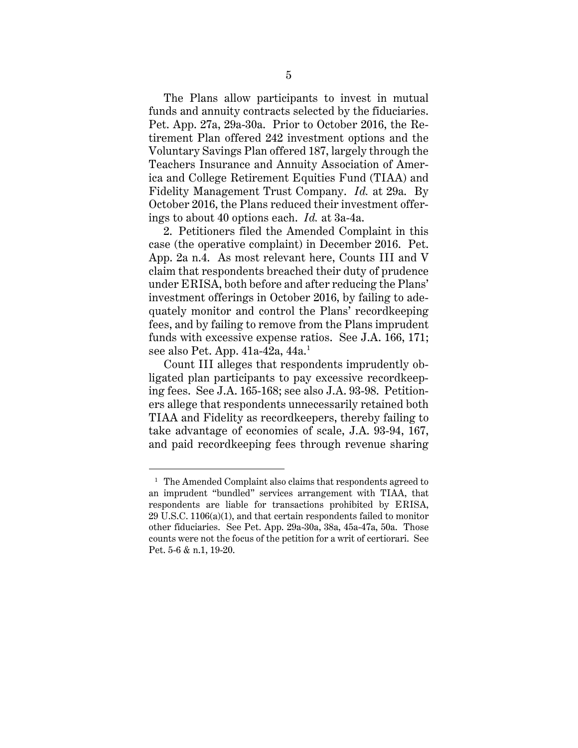The Plans allow participants to invest in mutual funds and annuity contracts selected by the fiduciaries. Pet. App. 27a, 29a-30a. Prior to October 2016, the Retirement Plan offered 242 investment options and the Voluntary Savings Plan offered 187, largely through the Teachers Insurance and Annuity Association of America and College Retirement Equities Fund (TIAA) and Fidelity Management Trust Company. *Id.* at 29a. By October 2016, the Plans reduced their investment offerings to about 40 options each. *Id.* at 3a-4a.

2. Petitioners filed the Amended Complaint in this case (the operative complaint) in December 2016. Pet. App. 2a n.4. As most relevant here, Counts III and V claim that respondents breached their duty of prudence under ERISA, both before and after reducing the Plans' investment offerings in October 2016, by failing to adequately monitor and control the Plans' recordkeeping fees, and by failing to remove from the Plans imprudent funds with excessive expense ratios. See J.A. 166, 171; see also Pet. App. 41a-42a, 44a.[1]

Count III alleges that respondents imprudently obligated plan participants to pay excessive recordkeeping fees. See J.A. 165-168; see also J.A. 93-98. Petitioners allege that respondents unnecessarily retained both TIAA and Fidelity as recordkeepers, thereby failing to take advantage of economies of scale, J.A. 93-94, 167, and paid recordkeeping fees through revenue sharing

---

[1] The Amended Complaint also claims that respondents agreed to an imprudent "bundled" services arrangement with TIAA, that respondents are liable for transactions prohibited by ERISA, 29 U.S.C. 1106(a)(1), and that certain respondents failed to monitor other fiduciaries. See Pet. App. 29a-30a, 38a, 45a-47a, 50a. Those counts were not the focus of the petition for a writ of certiorari. See Pet. 5-6 & n.1, 19-20.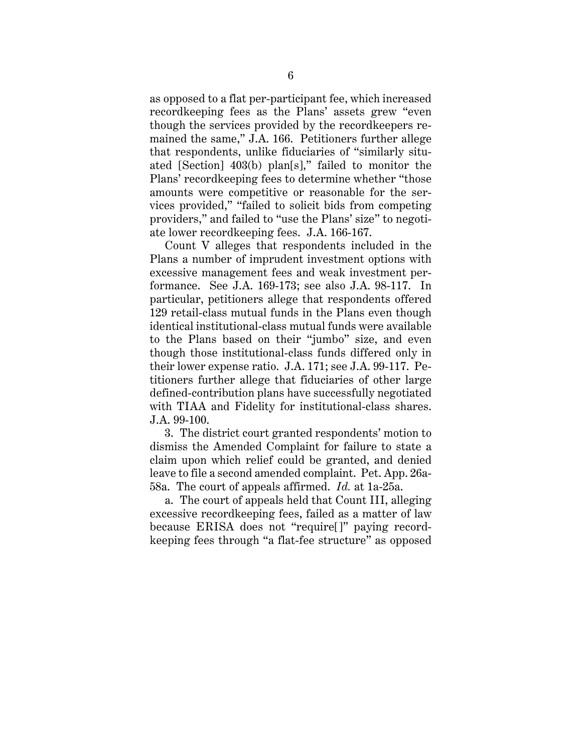as opposed to a flat per-participant fee, which increased recordkeeping fees as the Plans' assets grew "even though the services provided by the recordkeepers remained the same," J.A. 166. Petitioners further allege that respondents, unlike fiduciaries of "similarly situated [Section] 403(b) plan[s]," failed to monitor the Plans' recordkeeping fees to determine whether "those amounts were competitive or reasonable for the services provided," "failed to solicit bids from competing providers," and failed to "use the Plans' size" to negotiate lower recordkeeping fees. J.A. 166-167.

Count V alleges that respondents included in the Plans a number of imprudent investment options with excessive management fees and weak investment performance. See J.A. 169-173; see also J.A. 98-117. In particular, petitioners allege that respondents offered 129 retail-class mutual funds in the Plans even though identical institutional-class mutual funds were available to the Plans based on their "jumbo" size, and even though those institutional-class funds differed only in their lower expense ratio. J.A. 171; see J.A. 99-117. Petitioners further allege that fiduciaries of other large defined-contribution plans have successfully negotiated with TIAA and Fidelity for institutional-class shares. J.A. 99-100.

3. The district court granted respondents' motion to dismiss the Amended Complaint for failure to state a claim upon which relief could be granted, and denied leave to file a second amended complaint. Pet. App. 26a-58a. The court of appeals affirmed. *Id.* at 1a-25a.

a. The court of appeals held that Count III, alleging excessive recordkeeping fees, failed as a matter of law because ERISA does not "require[]" paying recordkeeping fees through "a flat-fee structure" as opposed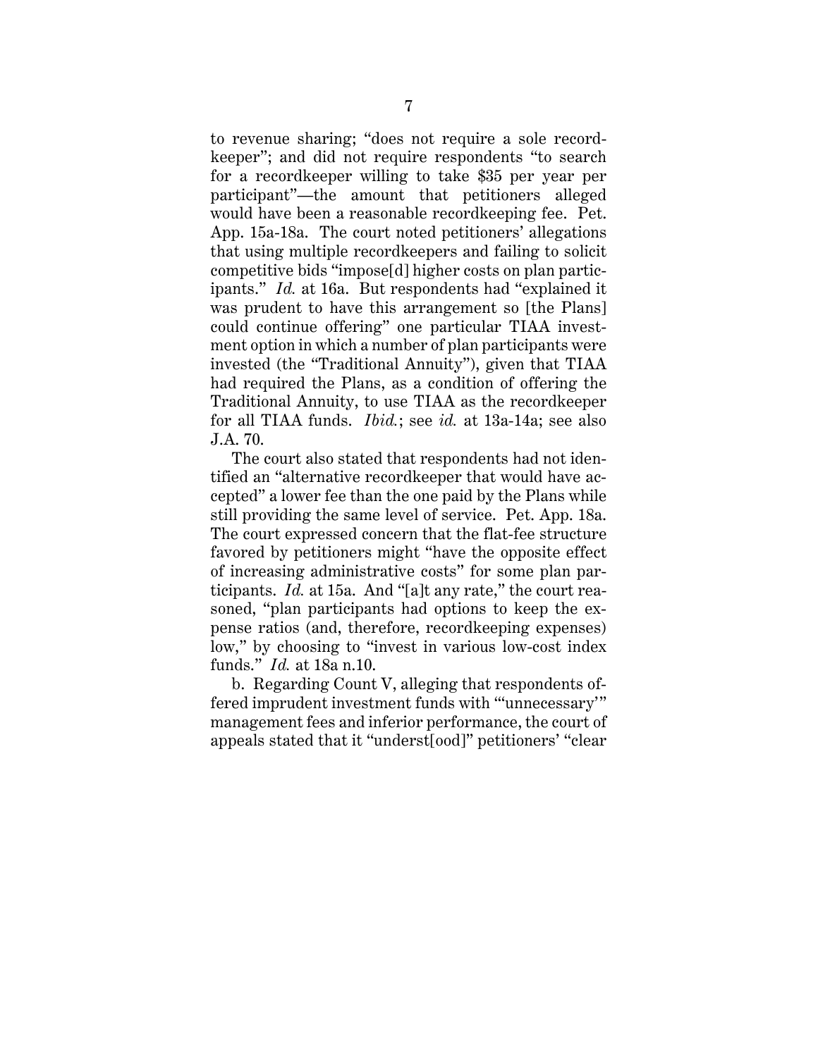to revenue sharing; "does not require a sole recordkeeper"; and did not require respondents "to search for a recordkeeper willing to take $35 per year per participant"—the amount that petitioners alleged would have been a reasonable recordkeeping fee. Pet. App. 15a-18a. The court noted petitioners' allegations that using multiple recordkeepers and failing to solicit competitive bids "impose[d] higher costs on plan participants." *Id.* at 16a. But respondents had "explained it was prudent to have this arrangement so [the Plans] could continue offering" one particular TIAA investment option in which a number of plan participants were invested (the "Traditional Annuity"), given that TIAA had required the Plans, as a condition of offering the Traditional Annuity, to use TIAA as the recordkeeper for all TIAA funds. *Ibid.*; see *id.* at 13a-14a; see also J.A. 70.

The court also stated that respondents had not identified an "alternative recordkeeper that would have accepted" a lower fee than the one paid by the Plans while still providing the same level of service. Pet. App. 18a. The court expressed concern that the flat-fee structure favored by petitioners might "have the opposite effect of increasing administrative costs" for some plan participants. *Id.* at 15a. And "[a]t any rate," the court reasoned, "plan participants had options to keep the expense ratios (and, therefore, recordkeeping expenses) low," by choosing to "invest in various low-cost index funds." *Id.* at 18a n.10.

b. Regarding Count V, alleging that respondents offered imprudent investment funds with "'unnecessary'" management fees and inferior performance, the court of appeals stated that it "underst[ood]" petitioners' "clear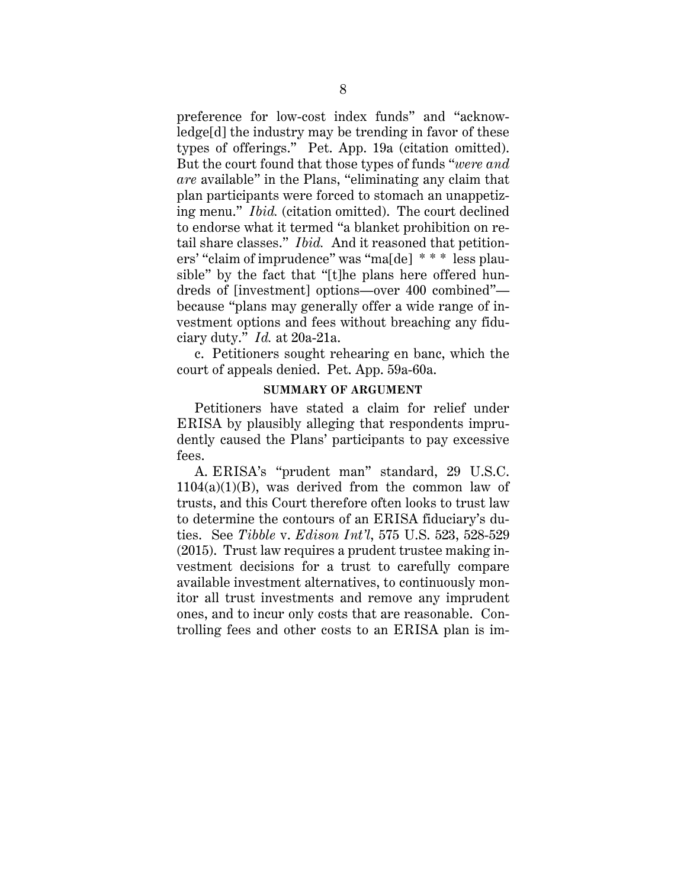preference for low-cost index funds" and "acknowledge[d] the industry may be trending in favor of these types of offerings." Pet. App. 19a (citation omitted). But the court found that those types of funds "*were and are* available" in the Plans, "eliminating any claim that plan participants were forced to stomach an unappetizing menu." *Ibid.* (citation omitted). The court declined to endorse what it termed "a blanket prohibition on retail share classes." *Ibid.* And it reasoned that petitioners' "claim of imprudence" was "ma[de] * * * less plausible" by the fact that "[t]he plans here offered hundreds of [investment] options—over 400 combined"—because "plans may generally offer a wide range of investment options and fees without breaching any fiduciary duty." *Id.* at 20a-21a.

c. Petitioners sought rehearing en banc, which the court of appeals denied. Pet. App. 59a-60a.

## SUMMARY OF ARGUMENT

Petitioners have stated a claim for relief under ERISA by plausibly alleging that respondents imprudently caused the Plans' participants to pay excessive fees.

A. ERISA's "prudent man" standard, 29 U.S.C. 1104(a)(1)(B), was derived from the common law of trusts, and this Court therefore often looks to trust law to determine the contours of an ERISA fiduciary's duties. See *Tibble* v. *Edison Int'l*, 575 U.S. 523, 528-529 (2015). Trust law requires a prudent trustee making investment decisions for a trust to carefully compare available investment alternatives, to continuously monitor all trust investments and remove any imprudent ones, and to incur only costs that are reasonable. Controlling fees and other costs to an ERISA plan is im-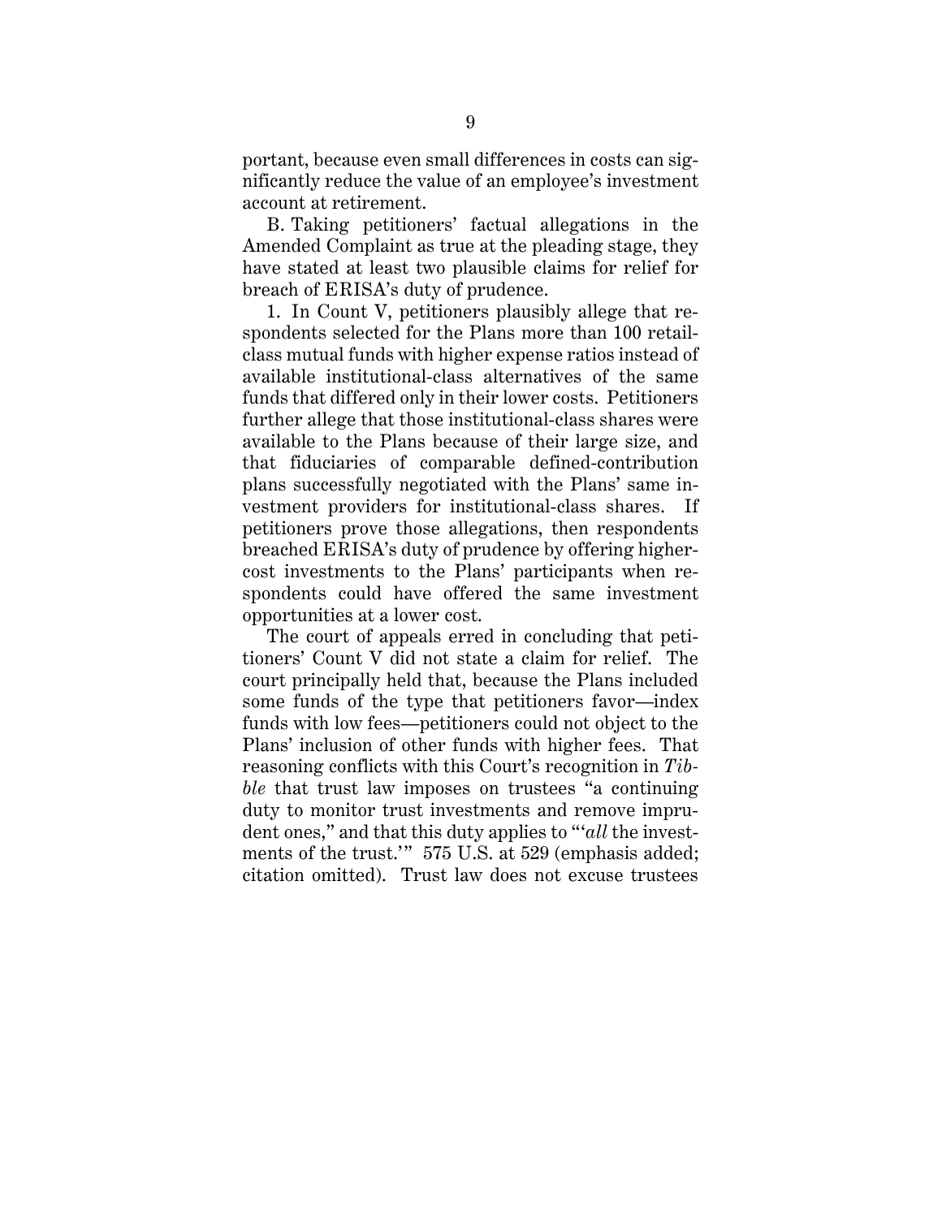portant, because even small differences in costs can significantly reduce the value of an employee's investment account at retirement.

B. Taking petitioners' factual allegations in the Amended Complaint as true at the pleading stage, they have stated at least two plausible claims for relief for breach of ERISA's duty of prudence.

1. In Count V, petitioners plausibly allege that respondents selected for the Plans more than 100 retail-class mutual funds with higher expense ratios instead of available institutional-class alternatives of the same funds that differed only in their lower costs. Petitioners further allege that those institutional-class shares were available to the Plans because of their large size, and that fiduciaries of comparable defined-contribution plans successfully negotiated with the Plans' same investment providers for institutional-class shares. If petitioners prove those allegations, then respondents breached ERISA's duty of prudence by offering higher-cost investments to the Plans' participants when respondents could have offered the same investment opportunities at a lower cost.

The court of appeals erred in concluding that petitioners' Count V did not state a claim for relief. The court principally held that, because the Plans included some funds of the type that petitioners favor—index funds with low fees—petitioners could not object to the Plans' inclusion of other funds with higher fees. That reasoning conflicts with this Court's recognition in *Tibble* that trust law imposes on trustees "a continuing duty to monitor trust investments and remove imprudent ones," and that this duty applies to "'*all* the investments of the trust.'" 575 U.S. at 529 (emphasis added; citation omitted). Trust law does not excuse trustees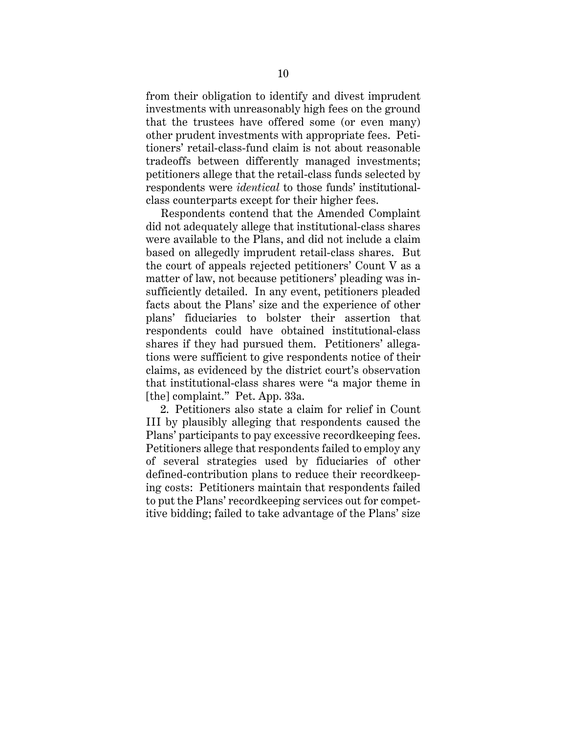from their obligation to identify and divest imprudent investments with unreasonably high fees on the ground that the trustees have offered some (or even many) other prudent investments with appropriate fees. Petitioners' retail-class-fund claim is not about reasonable tradeoffs between differently managed investments; petitioners allege that the retail-class funds selected by respondents were *identical* to those funds' institutional-class counterparts except for their higher fees.

Respondents contend that the Amended Complaint did not adequately allege that institutional-class shares were available to the Plans, and did not include a claim based on allegedly imprudent retail-class shares. But the court of appeals rejected petitioners' Count V as a matter of law, not because petitioners' pleading was insufficiently detailed. In any event, petitioners pleaded facts about the Plans' size and the experience of other plans' fiduciaries to bolster their assertion that respondents could have obtained institutional-class shares if they had pursued them. Petitioners' allegations were sufficient to give respondents notice of their claims, as evidenced by the district court's observation that institutional-class shares were "a major theme in [the] complaint." Pet. App. 33a.

2. Petitioners also state a claim for relief in Count III by plausibly alleging that respondents caused the Plans' participants to pay excessive recordkeeping fees. Petitioners allege that respondents failed to employ any of several strategies used by fiduciaries of other defined-contribution plans to reduce their recordkeeping costs: Petitioners maintain that respondents failed to put the Plans' recordkeeping services out for competitive bidding; failed to take advantage of the Plans' size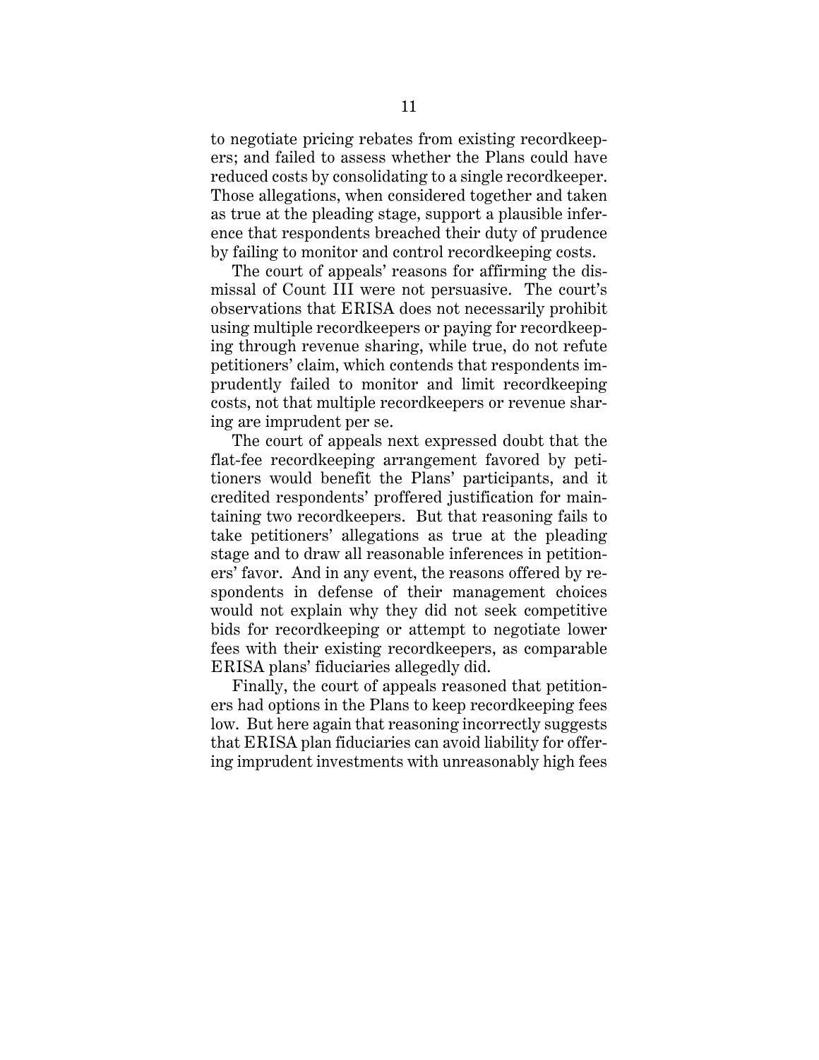to negotiate pricing rebates from existing recordkeepers; and failed to assess whether the Plans could have reduced costs by consolidating to a single recordkeeper. Those allegations, when considered together and taken as true at the pleading stage, support a plausible inference that respondents breached their duty of prudence by failing to monitor and control recordkeeping costs.

The court of appeals' reasons for affirming the dismissal of Count III were not persuasive. The court's observations that ERISA does not necessarily prohibit using multiple recordkeepers or paying for recordkeeping through revenue sharing, while true, do not refute petitioners' claim, which contends that respondents imprudently failed to monitor and limit recordkeeping costs, not that multiple recordkeepers or revenue sharing are imprudent per se.

The court of appeals next expressed doubt that the flat-fee recordkeeping arrangement favored by petitioners would benefit the Plans' participants, and it credited respondents' proffered justification for maintaining two recordkeepers. But that reasoning fails to take petitioners' allegations as true at the pleading stage and to draw all reasonable inferences in petitioners' favor. And in any event, the reasons offered by respondents in defense of their management choices would not explain why they did not seek competitive bids for recordkeeping or attempt to negotiate lower fees with their existing recordkeepers, as comparable ERISA plans' fiduciaries allegedly did.

Finally, the court of appeals reasoned that petitioners had options in the Plans to keep recordkeeping fees low. But here again that reasoning incorrectly suggests that ERISA plan fiduciaries can avoid liability for offering imprudent investments with unreasonably high fees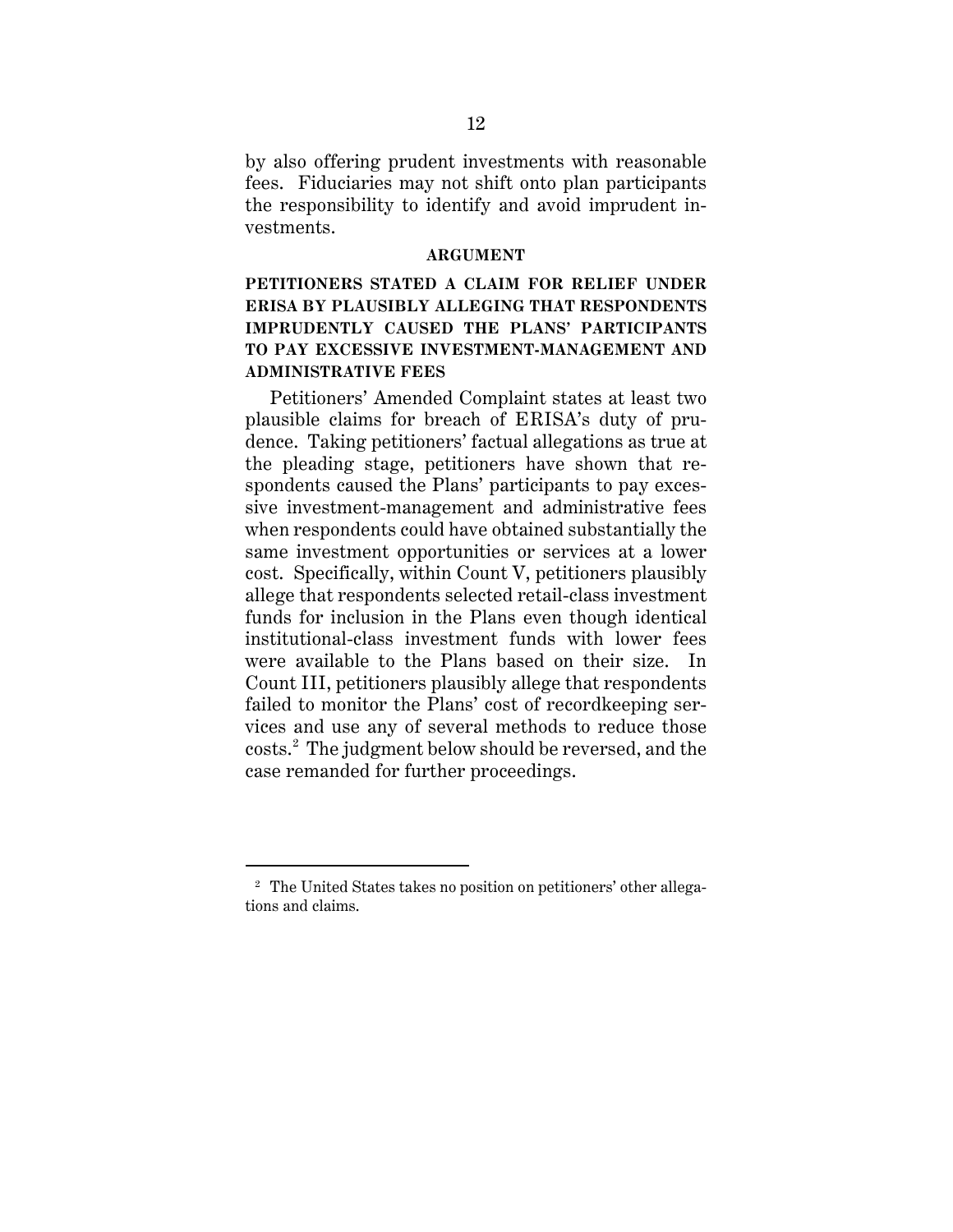by also offering prudent investments with reasonable fees. Fiduciaries may not shift onto plan participants the responsibility to identify and avoid imprudent investments.

## ARGUMENT

### PETITIONERS STATED A CLAIM FOR RELIEF UNDER ERISA BY PLAUSIBLY ALLEGING THAT RESPONDENTS IMPRUDENTLY CAUSED THE PLANS' PARTICIPANTS TO PAY EXCESSIVE INVESTMENT-MANAGEMENT AND ADMINISTRATIVE FEES

Petitioners' Amended Complaint states at least two plausible claims for breach of ERISA's duty of prudence. Taking petitioners' factual allegations as true at the pleading stage, petitioners have shown that respondents caused the Plans' participants to pay excessive investment-management and administrative fees when respondents could have obtained substantially the same investment opportunities or services at a lower cost. Specifically, within Count V, petitioners plausibly allege that respondents selected retail-class investment funds for inclusion in the Plans even though identical institutional-class investment funds with lower fees were available to the Plans based on their size. In Count III, petitioners plausibly allege that respondents failed to monitor the Plans' cost of recordkeeping services and use any of several methods to reduce those costs.[2] The judgment below should be reversed, and the case remanded for further proceedings.

---

[2] The United States takes no position on petitioners' other allegations and claims.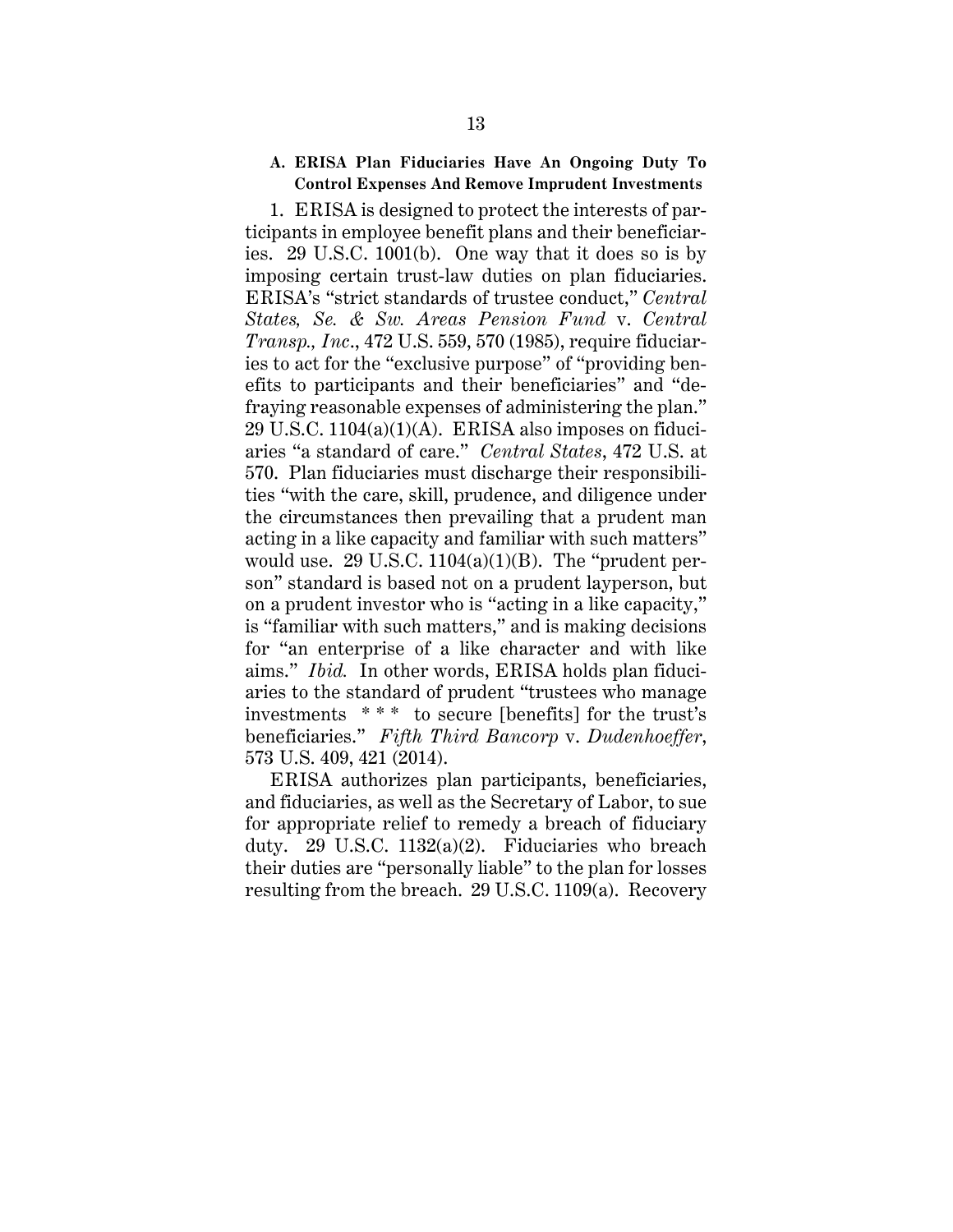### A. ERISA Plan Fiduciaries Have An Ongoing Duty To Control Expenses And Remove Imprudent Investments

1. ERISA is designed to protect the interests of participants in employee benefit plans and their beneficiaries. 29 U.S.C. 1001(b). One way that it does so is by imposing certain trust-law duties on plan fiduciaries. ERISA's "strict standards of trustee conduct," *Central States, Se. & Sw. Areas Pension Fund* v. *Central Transp., Inc.*, 472 U.S. 559, 570 (1985), require fiduciaries to act for the "exclusive purpose" of "providing benefits to participants and their beneficiaries" and "defraying reasonable expenses of administering the plan." 29 U.S.C. 1104(a)(1)(A). ERISA also imposes on fiduciaries "a standard of care." *Central States*, 472 U.S. at 570. Plan fiduciaries must discharge their responsibilities "with the care, skill, prudence, and diligence under the circumstances then prevailing that a prudent man acting in a like capacity and familiar with such matters" would use. 29 U.S.C. 1104(a)(1)(B). The "prudent person" standard is based not on a prudent layperson, but on a prudent investor who is "acting in a like capacity," is "familiar with such matters," and is making decisions for "an enterprise of a like character and with like aims." *Ibid.* In other words, ERISA holds plan fiduciaries to the standard of prudent "trustees who manage investments \* \* \* to secure [benefits] for the trust's beneficiaries." *Fifth Third Bancorp* v. *Dudenhoeffer*, 573 U.S. 409, 421 (2014).

ERISA authorizes plan participants, beneficiaries, and fiduciaries, as well as the Secretary of Labor, to sue for appropriate relief to remedy a breach of fiduciary duty. 29 U.S.C. 1132(a)(2). Fiduciaries who breach their duties are "personally liable" to the plan for losses resulting from the breach. 29 U.S.C. 1109(a). Recovery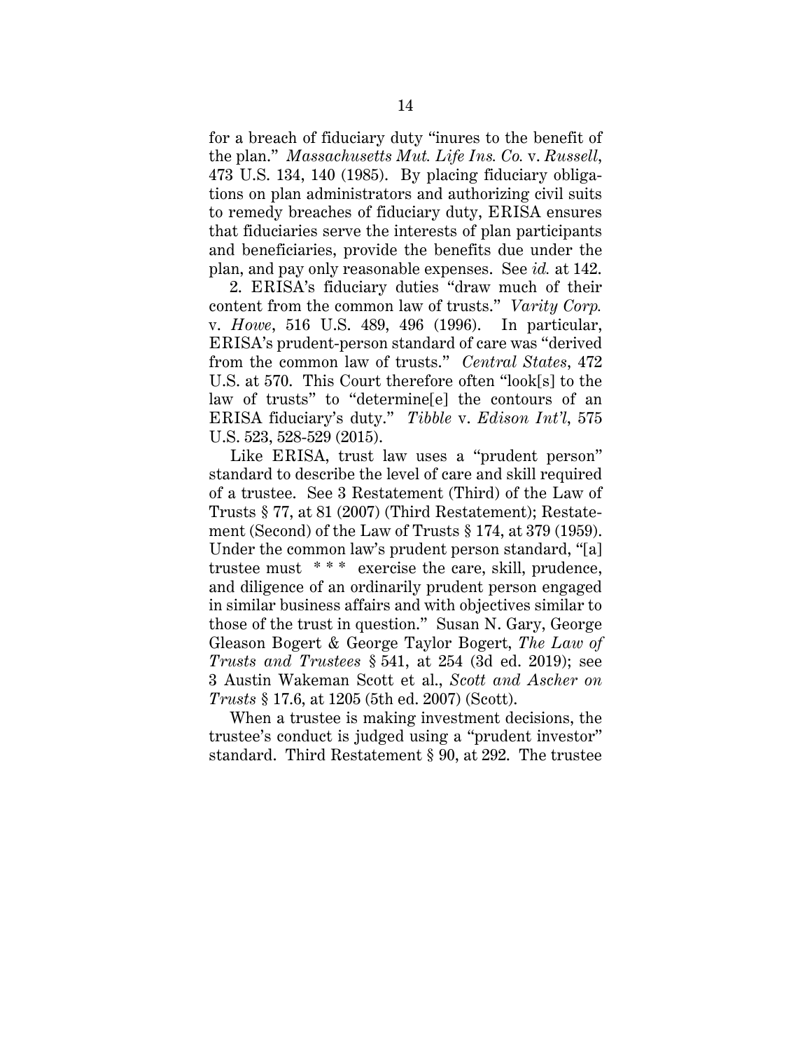for a breach of fiduciary duty "inures to the benefit of the plan." *Massachusetts Mut. Life Ins. Co.* v. *Russell*, 473 U.S. 134, 140 (1985). By placing fiduciary obligations on plan administrators and authorizing civil suits to remedy breaches of fiduciary duty, ERISA ensures that fiduciaries serve the interests of plan participants and beneficiaries, provide the benefits due under the plan, and pay only reasonable expenses. See *id.* at 142.

2. ERISA's fiduciary duties "draw much of their content from the common law of trusts." *Varity Corp.* v. *Howe*, 516 U.S. 489, 496 (1996). In particular, ERISA's prudent-person standard of care was "derived from the common law of trusts." *Central States*, 472 U.S. at 570. This Court therefore often "look[s] to the law of trusts" to "determine[e] the contours of an ERISA fiduciary's duty." *Tibble* v. *Edison Int'l*, 575 U.S. 523, 528-529 (2015).

Like ERISA, trust law uses a "prudent person" standard to describe the level of care and skill required of a trustee. See 3 Restatement (Third) of the Law of Trusts § 77, at 81 (2007) (Third Restatement); Restatement (Second) of the Law of Trusts § 174, at 379 (1959). Under the common law's prudent person standard, "[a] trustee must * * * exercise the care, skill, prudence, and diligence of an ordinarily prudent person engaged in similar business affairs and with objectives similar to those of the trust in question." Susan N. Gary, George Gleason Bogert & George Taylor Bogert, *The Law of Trusts and Trustees* § 541, at 254 (3d ed. 2019); see 3 Austin Wakeman Scott et al., *Scott and Ascher on Trusts* § 17.6, at 1205 (5th ed. 2007) (Scott).

When a trustee is making investment decisions, the trustee's conduct is judged using a "prudent investor" standard. Third Restatement § 90, at 292. The trustee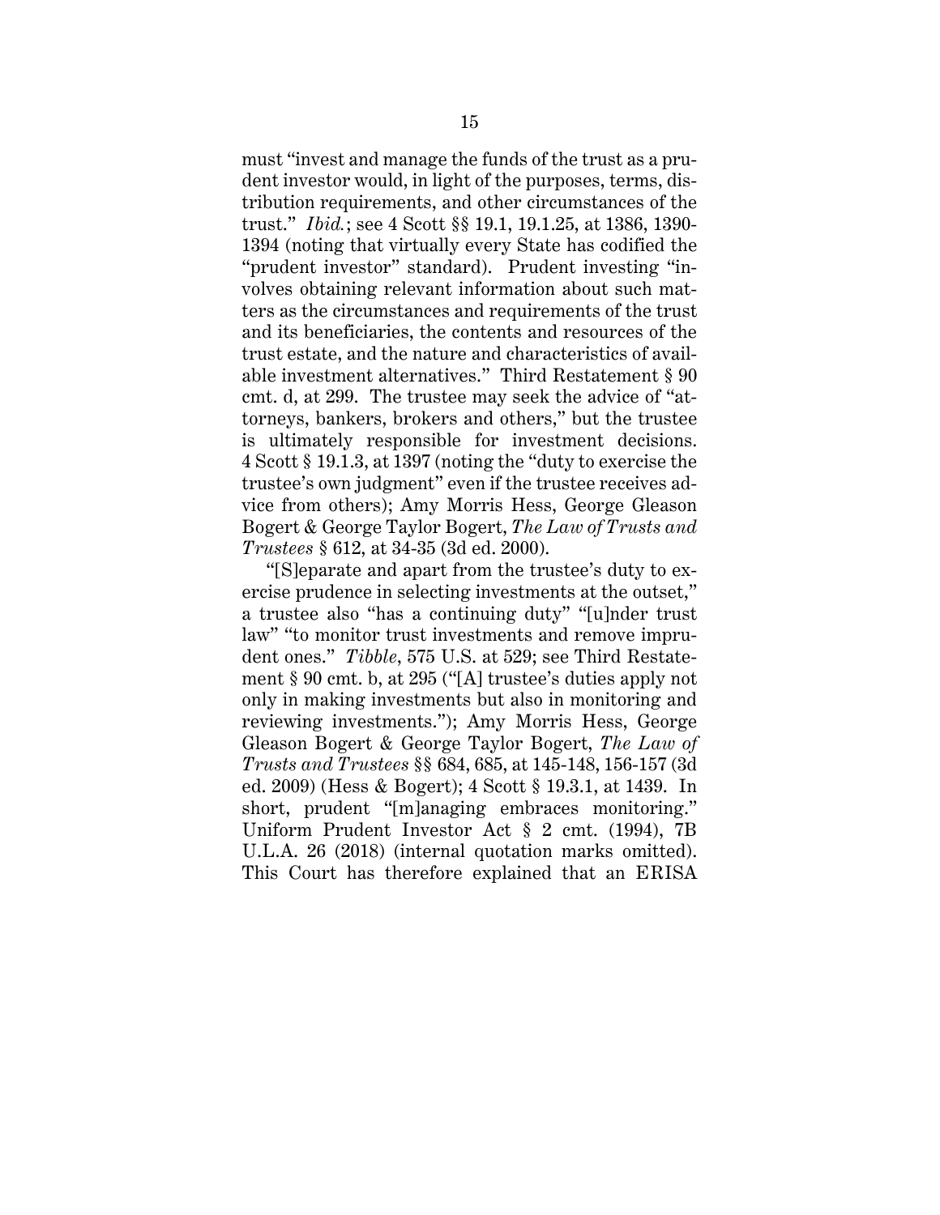must "invest and manage the funds of the trust as a prudent investor would, in light of the purposes, terms, distribution requirements, and other circumstances of the trust." *Ibid.*; see 4 Scott §§ 19.1, 19.1.25, at 1386, 1390-1394 (noting that virtually every State has codified the "prudent investor" standard). Prudent investing "involves obtaining relevant information about such matters as the circumstances and requirements of the trust and its beneficiaries, the contents and resources of the trust estate, and the nature and characteristics of available investment alternatives." Third Restatement § 90 cmt. d, at 299. The trustee may seek the advice of "attorneys, bankers, brokers and others," but the trustee is ultimately responsible for investment decisions. 4 Scott § 19.1.3, at 1397 (noting the "duty to exercise the trustee's own judgment" even if the trustee receives advice from others); Amy Morris Hess, George Gleason Bogert & George Taylor Bogert, *The Law of Trusts and Trustees* § 612, at 34-35 (3d ed. 2000).

"[S]eparate and apart from the trustee's duty to exercise prudence in selecting investments at the outset," a trustee also "has a continuing duty" "[u]nder trust law" "to monitor trust investments and remove imprudent ones." *Tibble*, 575 U.S. at 529; see Third Restatement § 90 cmt. b, at 295 ("[A] trustee's duties apply not only in making investments but also in monitoring and reviewing investments."); Amy Morris Hess, George Gleason Bogert & George Taylor Bogert, *The Law of Trusts and Trustees* §§ 684, 685, at 145-148, 156-157 (3d ed. 2009) (Hess & Bogert); 4 Scott § 19.3.1, at 1439. In short, prudent "[m]anaging embraces monitoring." Uniform Prudent Investor Act § 2 cmt. (1994), 7B U.L.A. 26 (2018) (internal quotation marks omitted). This Court has therefore explained that an ERISA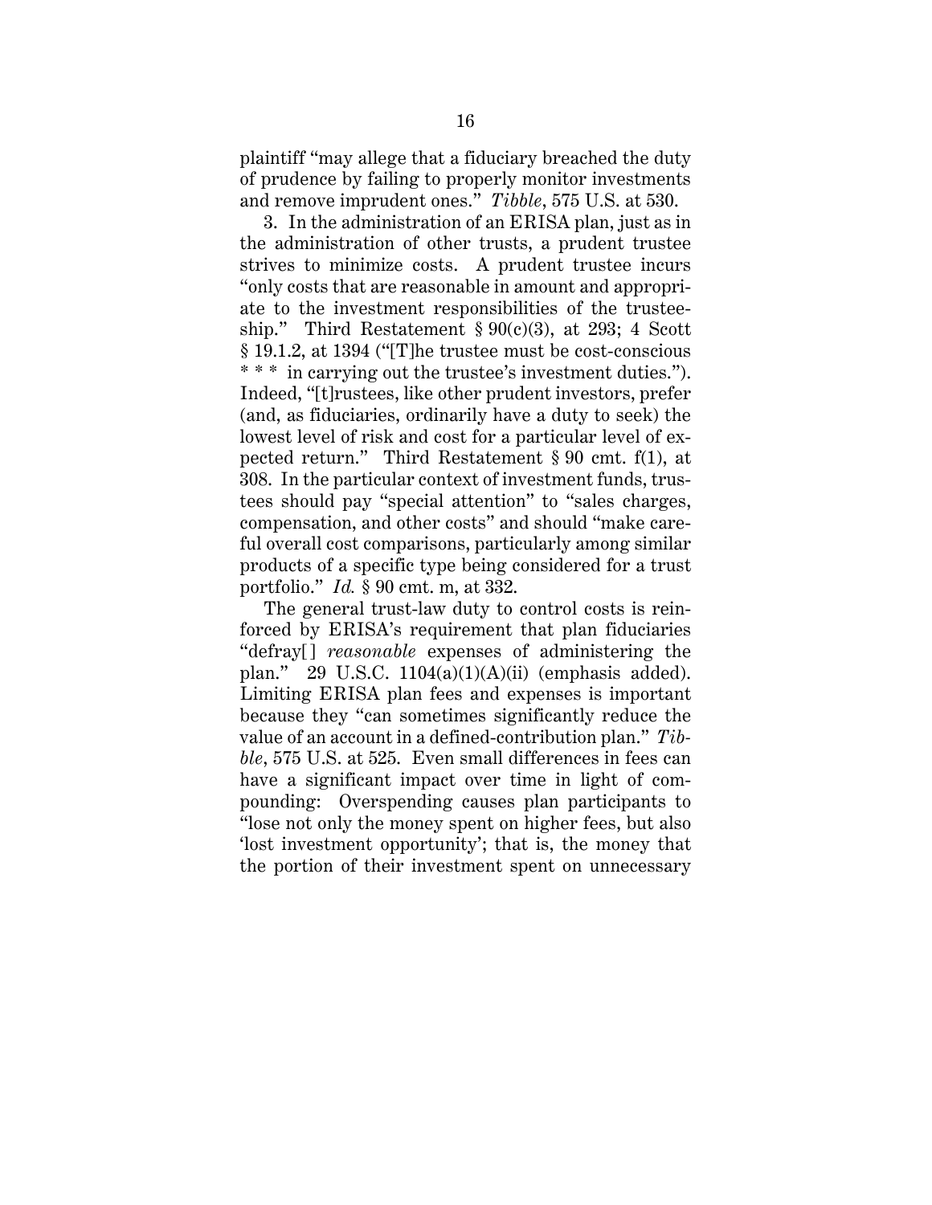plaintiff "may allege that a fiduciary breached the duty of prudence by failing to properly monitor investments and remove imprudent ones." *Tibble*, 575 U.S. at 530.

3. In the administration of an ERISA plan, just as in the administration of other trusts, a prudent trustee strives to minimize costs. A prudent trustee incurs "only costs that are reasonable in amount and appropriate to the investment responsibilities of the trusteeship." Third Restatement § 90(c)(3), at 293; 4 Scott § 19.1.2, at 1394 ("[T]he trustee must be cost-conscious * * * in carrying out the trustee's investment duties."). Indeed, "[t]rustees, like other prudent investors, prefer (and, as fiduciaries, ordinarily have a duty to seek) the lowest level of risk and cost for a particular level of expected return." Third Restatement § 90 cmt. f(1), at 308. In the particular context of investment funds, trustees should pay "special attention" to "sales charges, compensation, and other costs" and should "make careful overall cost comparisons, particularly among similar products of a specific type being considered for a trust portfolio." *Id.* § 90 cmt. m, at 332.

The general trust-law duty to control costs is reinforced by ERISA's requirement that plan fiduciaries "defray[ ] *reasonable* expenses of administering the plan." 29 U.S.C. 1104(a)(1)(A)(ii) (emphasis added). Limiting ERISA plan fees and expenses is important because they "can sometimes significantly reduce the value of an account in a defined-contribution plan." *Tibble*, 575 U.S. at 525. Even small differences in fees can have a significant impact over time in light of compounding: Overspending causes plan participants to "lose not only the money spent on higher fees, but also 'lost investment opportunity'; that is, the money that the portion of their investment spent on unnecessary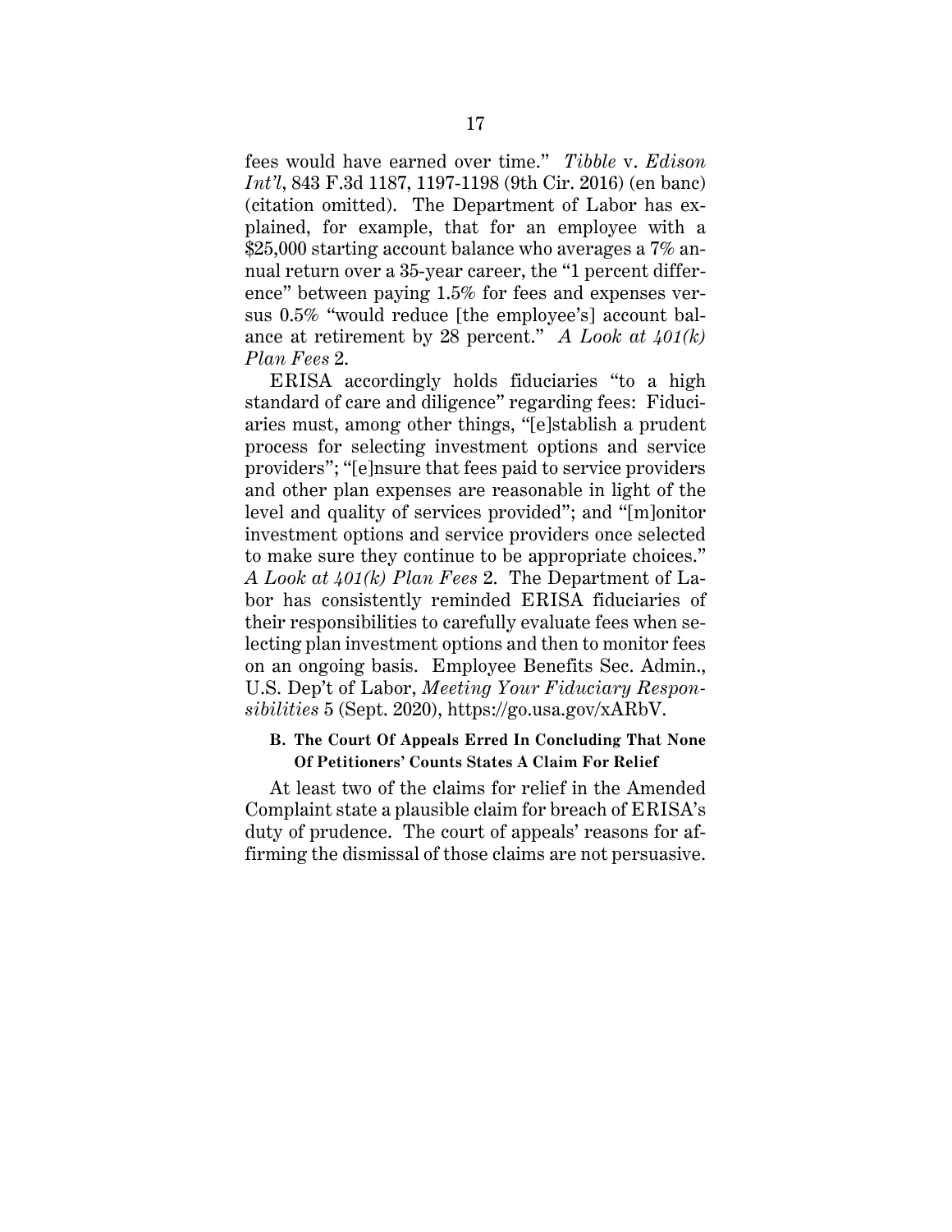fees would have earned over time." *Tibble* v. *Edison Int'l*, 843 F.3d 1187, 1197-1198 (9th Cir. 2016) (en banc) (citation omitted). The Department of Labor has explained, for example, that for an employee with a $25,000 starting account balance who averages a 7% annual return over a 35-year career, the "1 percent difference" between paying 1.5% for fees and expenses versus 0.5% "would reduce [the employee's] account balance at retirement by 28 percent." *A Look at 401(k) Plan Fees* 2.

ERISA accordingly holds fiduciaries "to a high standard of care and diligence" regarding fees: Fiduciaries must, among other things, "[e]stablish a prudent process for selecting investment options and service providers"; "[e]nsure that fees paid to service providers and other plan expenses are reasonable in light of the level and quality of services provided"; and "[m]onitor investment options and service providers once selected to make sure they continue to be appropriate choices." *A Look at 401(k) Plan Fees* 2. The Department of Labor has consistently reminded ERISA fiduciaries of their responsibilities to carefully evaluate fees when selecting plan investment options and then to monitor fees on an ongoing basis. Employee Benefits Sec. Admin., U.S. Dep't of Labor, *Meeting Your Fiduciary Responsibilities* 5 (Sept. 2020), https://go.usa.gov/xARbV.

### B. The Court Of Appeals Erred In Concluding That None Of Petitioners' Counts States A Claim For Relief

At least two of the claims for relief in the Amended Complaint state a plausible claim for breach of ERISA's duty of prudence. The court of appeals' reasons for affirming the dismissal of those claims are not persuasive.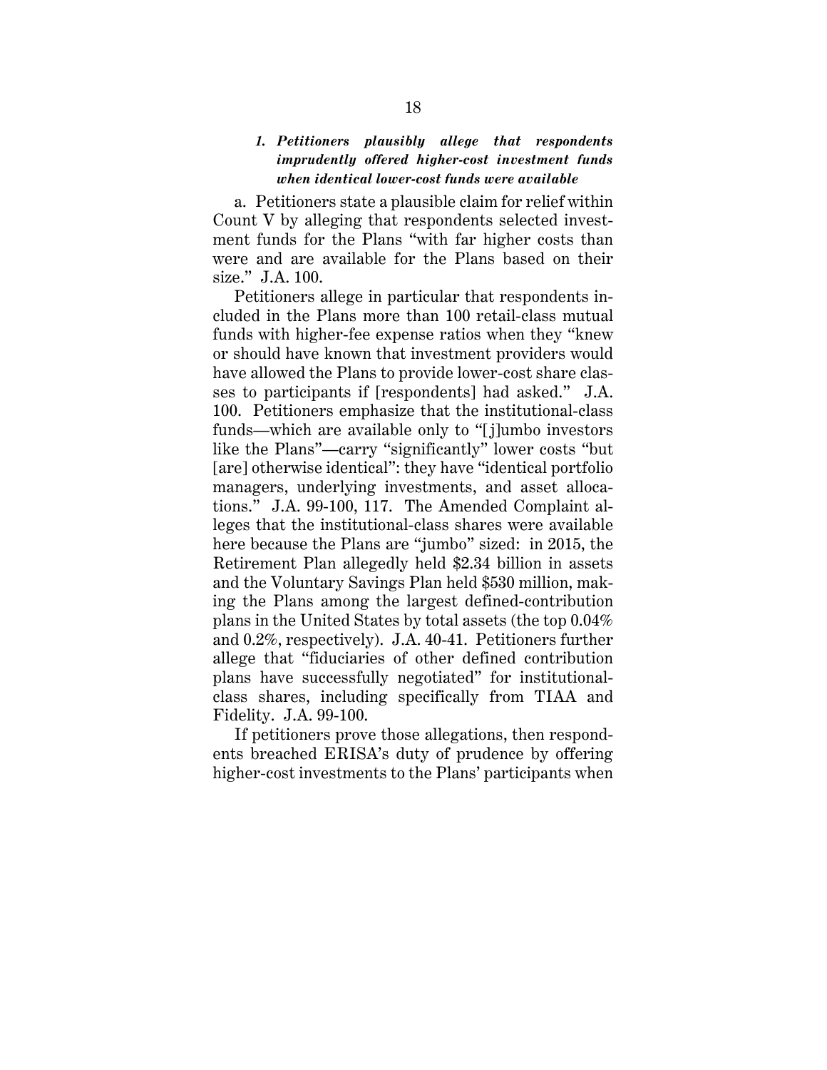### *1. Petitioners plausibly allege that respondents imprudently offered higher-cost investment funds when identical lower-cost funds were available*

a. Petitioners state a plausible claim for relief within Count V by alleging that respondents selected investment funds for the Plans "with far higher costs than were and are available for the Plans based on their size." J.A. 100.

Petitioners allege in particular that respondents included in the Plans more than 100 retail-class mutual funds with higher-fee expense ratios when they "knew or should have known that investment providers would have allowed the Plans to provide lower-cost share classes to participants if [respondents] had asked." J.A. 100. Petitioners emphasize that the institutional-class funds—which are available only to "[j]umbo investors like the Plans"—carry "significantly" lower costs "but [are] otherwise identical": they have "identical portfolio managers, underlying investments, and asset allocations." J.A. 99-100, 117. The Amended Complaint alleges that the institutional-class shares were available here because the Plans are "jumbo" sized: in 2015, the Retirement Plan allegedly held $2.34 billion in assets and the Voluntary Savings Plan held $530 million, making the Plans among the largest defined-contribution plans in the United States by total assets (the top 0.04% and 0.2%, respectively). J.A. 40-41. Petitioners further allege that "fiduciaries of other defined contribution plans have successfully negotiated" for institutional-class shares, including specifically from TIAA and Fidelity. J.A. 99-100.

If petitioners prove those allegations, then respondents breached ERISA's duty of prudence by offering higher-cost investments to the Plans' participants when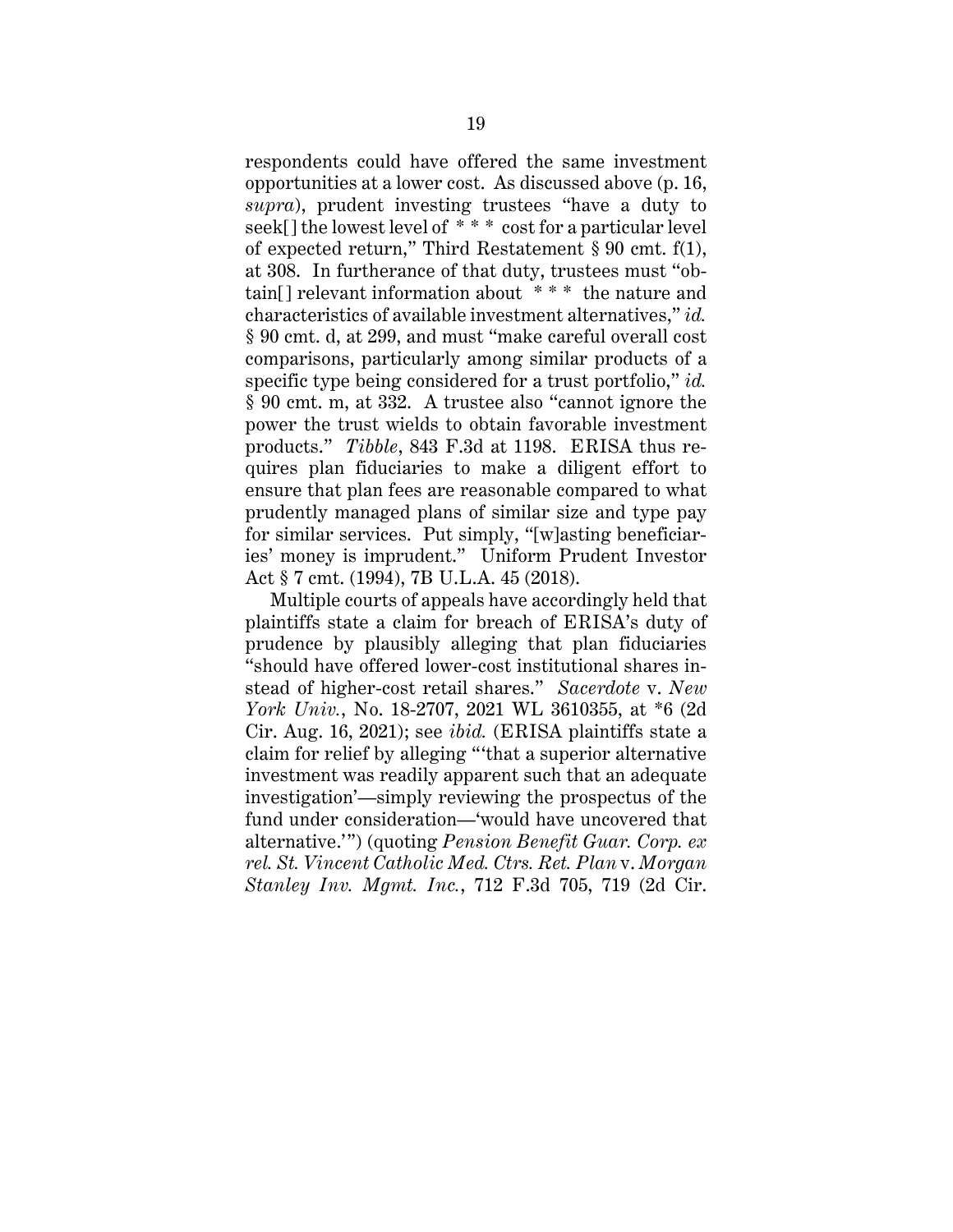respondents could have offered the same investment opportunities at a lower cost. As discussed above (p. 16, *supra*), prudent investing trustees "have a duty to seek[] the lowest level of * * * cost for a particular level of expected return," Third Restatement § 90 cmt. f(1), at 308. In furtherance of that duty, trustees must "obtain[] relevant information about * * * the nature and characteristics of available investment alternatives," *id.* § 90 cmt. d, at 299, and must "make careful overall cost comparisons, particularly among similar products of a specific type being considered for a trust portfolio," *id.* § 90 cmt. m, at 332. A trustee also "cannot ignore the power the trust wields to obtain favorable investment products." *Tibble*, 843 F.3d at 1198. ERISA thus requires plan fiduciaries to make a diligent effort to ensure that plan fees are reasonable compared to what prudently managed plans of similar size and type pay for similar services. Put simply, "[w]asting beneficiaries' money is imprudent." Uniform Prudent Investor Act § 7 cmt. (1994), 7B U.L.A. 45 (2018).

Multiple courts of appeals have accordingly held that plaintiffs state a claim for breach of ERISA's duty of prudence by plausibly alleging that plan fiduciaries "should have offered lower-cost institutional shares instead of higher-cost retail shares." *Sacerdote* v. *New York Univ.*, No. 18-2707, 2021 WL 3610355, at *6 (2d Cir. Aug. 16, 2021); see *ibid.* (ERISA plaintiffs state a claim for relief by alleging "'that a superior alternative investment was readily apparent such that an adequate investigation'—simply reviewing the prospectus of the fund under consideration—'would have uncovered that alternative.'") (quoting *Pension Benefit Guar. Corp. ex rel. St. Vincent Catholic Med. Ctrs. Ret. Plan* v. *Morgan Stanley Inv. Mgmt. Inc.*, 712 F.3d 705, 719 (2d Cir.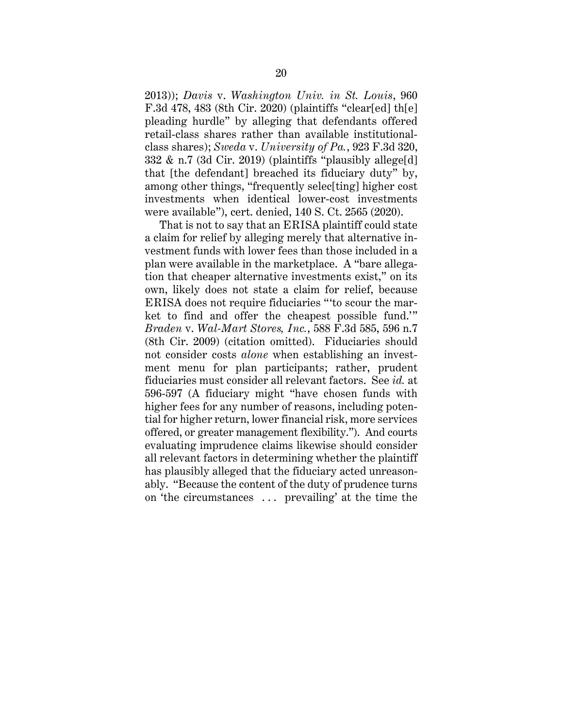2013)); *Davis* v. *Washington Univ. in St. Louis*, 960 F.3d 478, 483 (8th Cir. 2020) (plaintiffs "clear[ed] th[e] pleading hurdle" by alleging that defendants offered retail-class shares rather than available institutional-class shares); *Sweda* v. *University of Pa.*, 923 F.3d 320, 332 & n.7 (3d Cir. 2019) (plaintiffs "plausibly allege[d] that [the defendant] breached its fiduciary duty" by, among other things, "frequently selec[ting] higher cost investments when identical lower-cost investments were available"), cert. denied, 140 S. Ct. 2565 (2020).

That is not to say that an ERISA plaintiff could state a claim for relief by alleging merely that alternative investment funds with lower fees than those included in a plan were available in the marketplace. A "bare allegation that cheaper alternative investments exist," on its own, likely does not state a claim for relief, because ERISA does not require fiduciaries "'to scour the market to find and offer the cheapest possible fund.'" *Braden* v. *Wal-Mart Stores, Inc.*, 588 F.3d 585, 596 n.7 (8th Cir. 2009) (citation omitted). Fiduciaries should not consider costs *alone* when establishing an investment menu for plan participants; rather, prudent fiduciaries must consider all relevant factors. See *id.* at 596-597 (A fiduciary might "have chosen funds with higher fees for any number of reasons, including potential for higher return, lower financial risk, more services offered, or greater management flexibility."). And courts evaluating imprudence claims likewise should consider all relevant factors in determining whether the plaintiff has plausibly alleged that the fiduciary acted unreasonably. "Because the content of the duty of prudence turns on 'the circumstances . . . prevailing' at the time the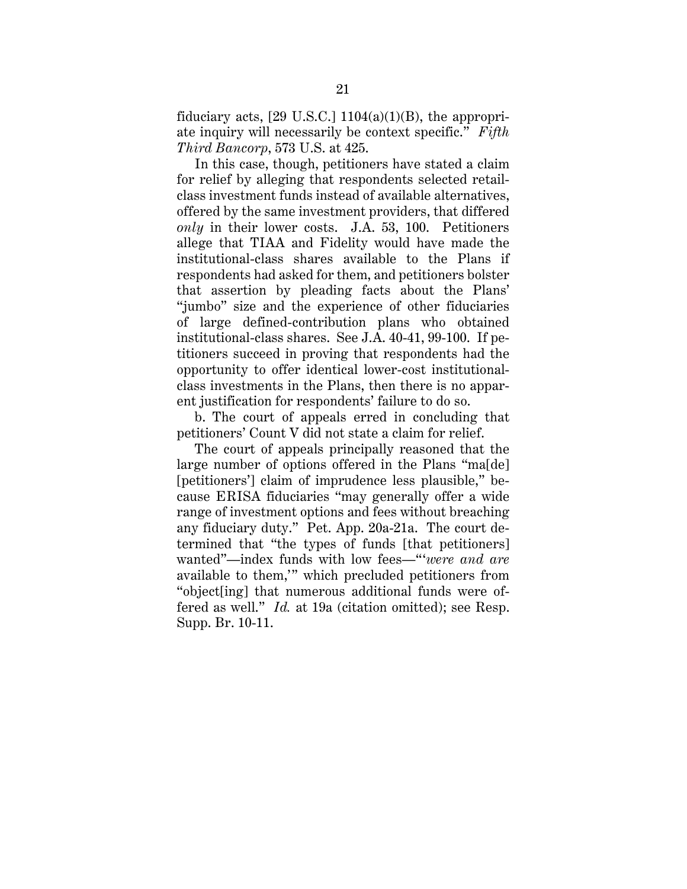fiduciary acts, [29 U.S.C.] 1104(a)(1)(B), the appropriate inquiry will necessarily be context specific." *Fifth Third Bancorp*, 573 U.S. at 425.

In this case, though, petitioners have stated a claim for relief by alleging that respondents selected retail-class investment funds instead of available alternatives, offered by the same investment providers, that differed *only* in their lower costs. J.A. 53, 100. Petitioners allege that TIAA and Fidelity would have made the institutional-class shares available to the Plans if respondents had asked for them, and petitioners bolster that assertion by pleading facts about the Plans' "jumbo" size and the experience of other fiduciaries of large defined-contribution plans who obtained institutional-class shares. See J.A. 40-41, 99-100. If petitioners succeed in proving that respondents had the opportunity to offer identical lower-cost institutional-class investments in the Plans, then there is no apparent justification for respondents' failure to do so.

b. The court of appeals erred in concluding that petitioners' Count V did not state a claim for relief.

The court of appeals principally reasoned that the large number of options offered in the Plans "ma[de] [petitioners'] claim of imprudence less plausible," because ERISA fiduciaries "may generally offer a wide range of investment options and fees without breaching any fiduciary duty." Pet. App. 20a-21a. The court determined that "the types of funds [that petitioners] wanted"—index funds with low fees—"'*were and are* available to them,'" which precluded petitioners from "object[ing] that numerous additional funds were offered as well." *Id.* at 19a (citation omitted); see Resp. Supp. Br. 10-11.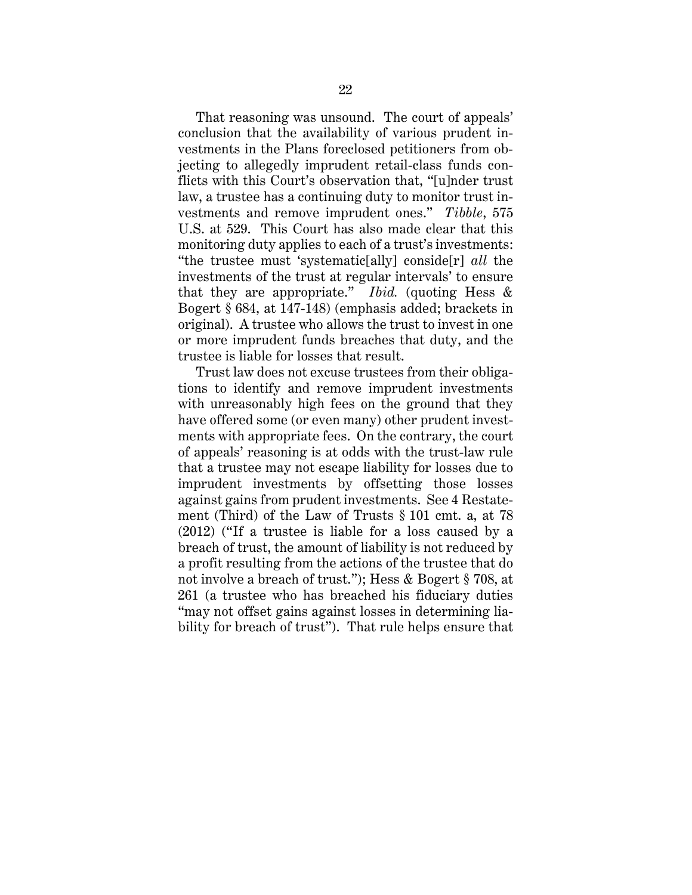That reasoning was unsound. The court of appeals' conclusion that the availability of various prudent investments in the Plans foreclosed petitioners from objecting to allegedly imprudent retail-class funds conflicts with this Court's observation that, "[u]nder trust law, a trustee has a continuing duty to monitor trust investments and remove imprudent ones." *Tibble*, 575 U.S. at 529. This Court has also made clear that this monitoring duty applies to each of a trust's investments: "the trustee must 'systematic[ally] conside[r] *all* the investments of the trust at regular intervals' to ensure that they are appropriate." *Ibid.* (quoting Hess & Bogert § 684, at 147-148) (emphasis added; brackets in original). A trustee who allows the trust to invest in one or more imprudent funds breaches that duty, and the trustee is liable for losses that result.

Trust law does not excuse trustees from their obligations to identify and remove imprudent investments with unreasonably high fees on the ground that they have offered some (or even many) other prudent investments with appropriate fees. On the contrary, the court of appeals' reasoning is at odds with the trust-law rule that a trustee may not escape liability for losses due to imprudent investments by offsetting those losses against gains from prudent investments. See 4 Restatement (Third) of the Law of Trusts § 101 cmt. a, at 78 (2012) ("If a trustee is liable for a loss caused by a breach of trust, the amount of liability is not reduced by a profit resulting from the actions of the trustee that do not involve a breach of trust."); Hess & Bogert § 708, at 261 (a trustee who has breached his fiduciary duties "may not offset gains against losses in determining liability for breach of trust"). That rule helps ensure that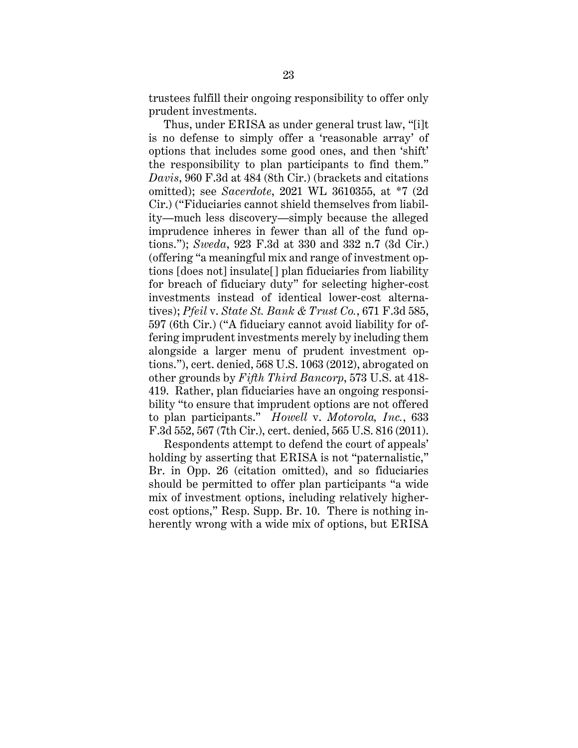trustees fulfill their ongoing responsibility to offer only prudent investments.

Thus, under ERISA as under general trust law, "[i]t is no defense to simply offer a 'reasonable array' of options that includes some good ones, and then 'shift' the responsibility to plan participants to find them." *Davis*, 960 F.3d at 484 (8th Cir.) (brackets and citations omitted); see *Sacerdote*, 2021 WL 3610355, at *7 (2d Cir.) ("Fiduciaries cannot shield themselves from liability—much less discovery—simply because the alleged imprudence inheres in fewer than all of the fund options."); *Sweda*, 923 F.3d at 330 and 332 n.7 (3d Cir.) (offering "a meaningful mix and range of investment options [does not] insulate[] plan fiduciaries from liability for breach of fiduciary duty" for selecting higher-cost investments instead of identical lower-cost alternatives); *Pfeil* v. *State St. Bank & Trust Co.*, 671 F.3d 585, 597 (6th Cir.) ("A fiduciary cannot avoid liability for offering imprudent investments merely by including them alongside a larger menu of prudent investment options."), cert. denied, 568 U.S. 1063 (2012), abrogated on other grounds by *Fifth Third Bancorp*, 573 U.S. at 418-419. Rather, plan fiduciaries have an ongoing responsibility "to ensure that imprudent options are not offered to plan participants." *Howell* v. *Motorola, Inc.*, 633 F.3d 552, 567 (7th Cir.), cert. denied, 565 U.S. 816 (2011).

Respondents attempt to defend the court of appeals' holding by asserting that ERISA is not "paternalistic," Br. in Opp. 26 (citation omitted), and so fiduciaries should be permitted to offer plan participants "a wide mix of investment options, including relatively higher-cost options," Resp. Supp. Br. 10. There is nothing inherently wrong with a wide mix of options, but ERISA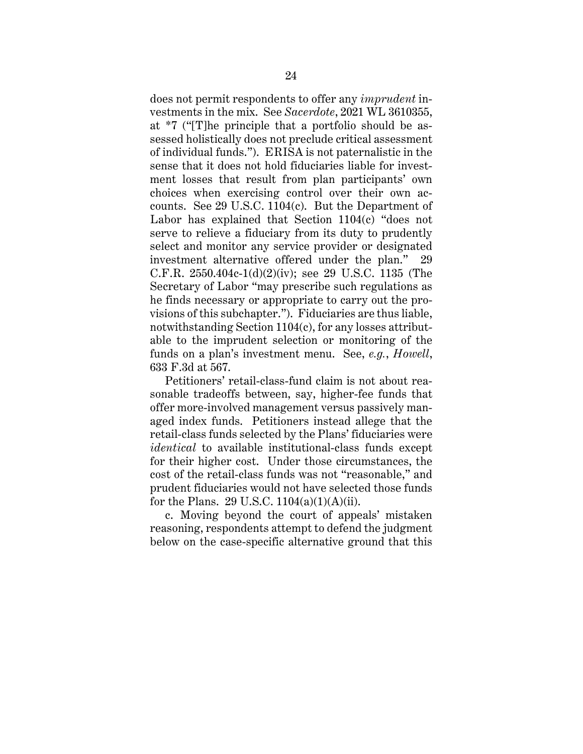does not permit respondents to offer any *imprudent* investments in the mix. See *Sacerdote*, 2021 WL 3610355, at *7 ("[T]he principle that a portfolio should be assessed holistically does not preclude critical assessment of individual funds."). ERISA is not paternalistic in the sense that it does not hold fiduciaries liable for investment losses that result from plan participants' own choices when exercising control over their own accounts. See 29 U.S.C. 1104(c). But the Department of Labor has explained that Section 1104(c) "does not serve to relieve a fiduciary from its duty to prudently select and monitor any service provider or designated investment alternative offered under the plan." 29 C.F.R. 2550.404c-1(d)(2)(iv); see 29 U.S.C. 1135 (The Secretary of Labor "may prescribe such regulations as he finds necessary or appropriate to carry out the provisions of this subchapter."). Fiduciaries are thus liable, notwithstanding Section 1104(c), for any losses attributable to the imprudent selection or monitoring of the funds on a plan's investment menu. See, *e.g.*, *Howell*, 633 F.3d at 567.

Petitioners' retail-class-fund claim is not about reasonable tradeoffs between, say, higher-fee funds that offer more-involved management versus passively managed index funds. Petitioners instead allege that the retail-class funds selected by the Plans' fiduciaries were *identical* to available institutional-class funds except for their higher cost. Under those circumstances, the cost of the retail-class funds was not "reasonable," and prudent fiduciaries would not have selected those funds for the Plans. 29 U.S.C. 1104(a)(1)(A)(ii).

c. Moving beyond the court of appeals' mistaken reasoning, respondents attempt to defend the judgment below on the case-specific alternative ground that this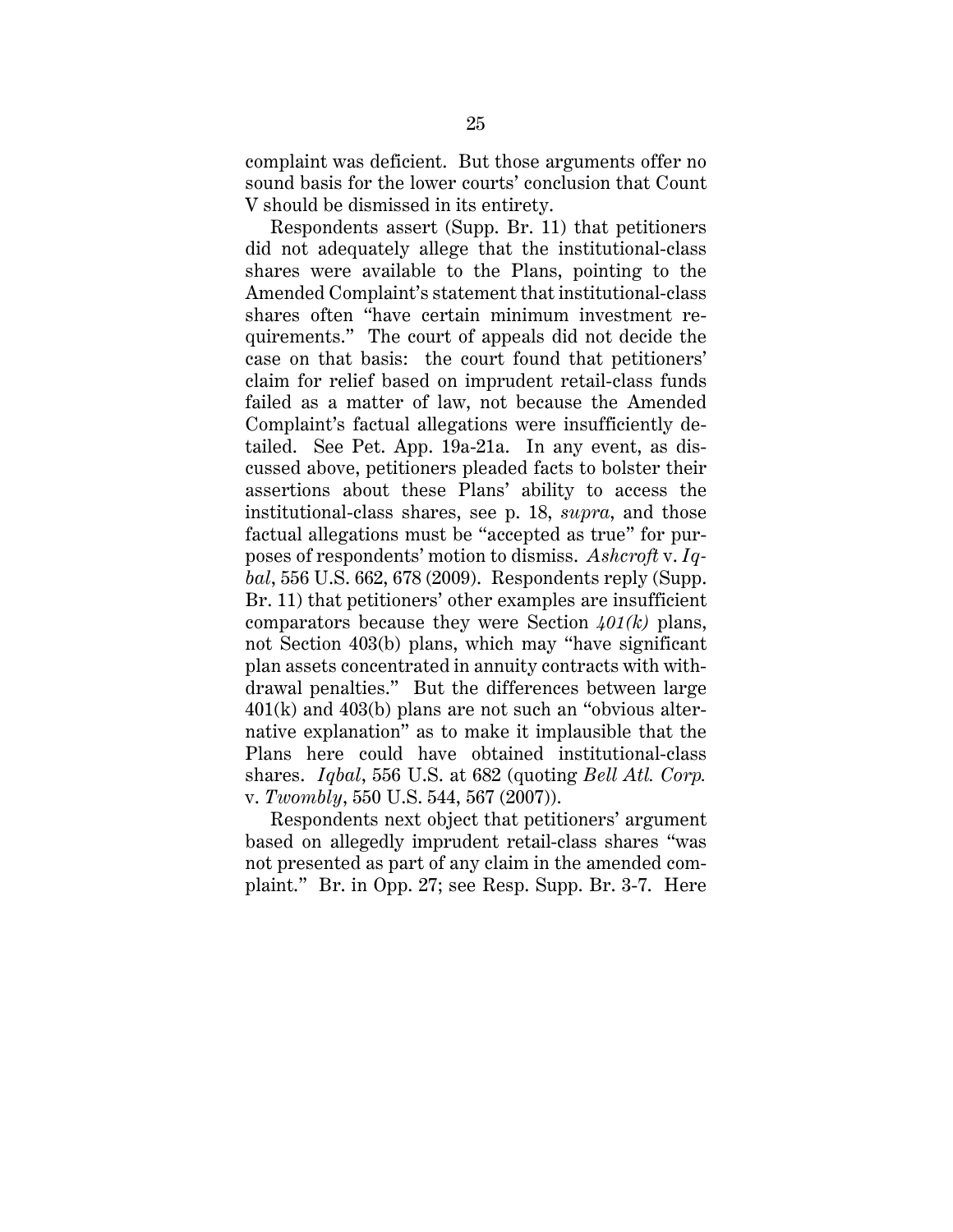complaint was deficient. But those arguments offer no sound basis for the lower courts' conclusion that Count V should be dismissed in its entirety.

Respondents assert (Supp. Br. 11) that petitioners did not adequately allege that the institutional-class shares were available to the Plans, pointing to the Amended Complaint's statement that institutional-class shares often "have certain minimum investment requirements." The court of appeals did not decide the case on that basis: the court found that petitioners' claim for relief based on imprudent retail-class funds failed as a matter of law, not because the Amended Complaint's factual allegations were insufficiently detailed. See Pet. App. 19a-21a. In any event, as discussed above, petitioners pleaded facts to bolster their assertions about these Plans' ability to access the institutional-class shares, see p. 18, *supra*, and those factual allegations must be "accepted as true" for purposes of respondents' motion to dismiss. *Ashcroft* v. *Iqbal*, 556 U.S. 662, 678 (2009). Respondents reply (Supp. Br. 11) that petitioners' other examples are insufficient comparators because they were Section *401(k)* plans, not Section 403(b) plans, which may "have significant plan assets concentrated in annuity contracts with withdrawal penalties." But the differences between large 401(k) and 403(b) plans are not such an "obvious alternative explanation" as to make it implausible that the Plans here could have obtained institutional-class shares. *Iqbal*, 556 U.S. at 682 (quoting *Bell Atl. Corp.* v. *Twombly*, 550 U.S. 544, 567 (2007)).

Respondents next object that petitioners' argument based on allegedly imprudent retail-class shares "was not presented as part of any claim in the amended complaint." Br. in Opp. 27; see Resp. Supp. Br. 3-7. Here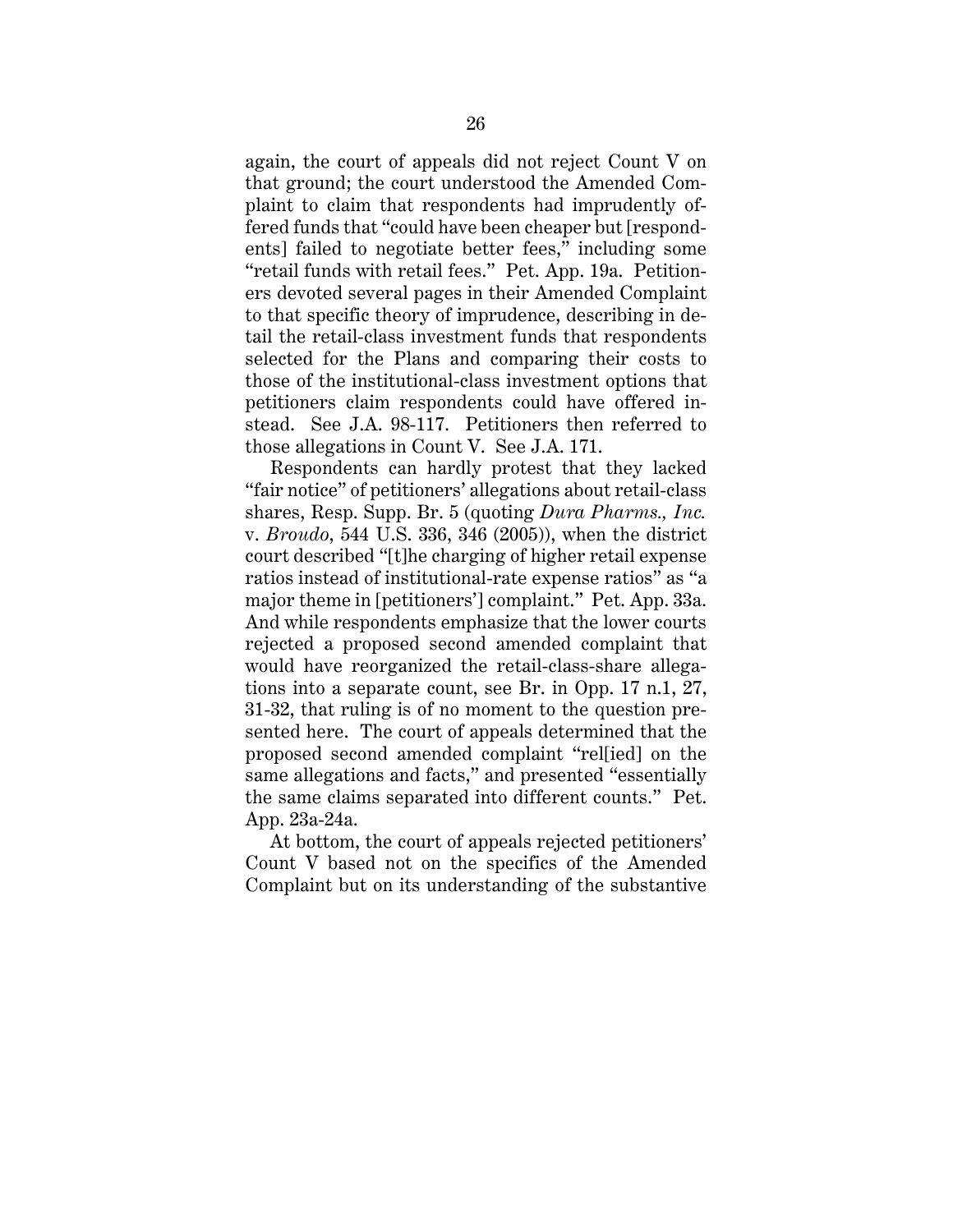again, the court of appeals did not reject Count V on that ground; the court understood the Amended Complaint to claim that respondents had imprudently offered funds that "could have been cheaper but [respondents] failed to negotiate better fees," including some "retail funds with retail fees." Pet. App. 19a. Petitioners devoted several pages in their Amended Complaint to that specific theory of imprudence, describing in detail the retail-class investment funds that respondents selected for the Plans and comparing their costs to those of the institutional-class investment options that petitioners claim respondents could have offered instead. See J.A. 98-117. Petitioners then referred to those allegations in Count V. See J.A. 171.

Respondents can hardly protest that they lacked "fair notice" of petitioners' allegations about retail-class shares, Resp. Supp. Br. 5 (quoting *Dura Pharms., Inc.* v. *Broudo*, 544 U.S. 336, 346 (2005)), when the district court described "[t]he charging of higher retail expense ratios instead of institutional-rate expense ratios" as "a major theme in [petitioners'] complaint." Pet. App. 33a. And while respondents emphasize that the lower courts rejected a proposed second amended complaint that would have reorganized the retail-class-share allegations into a separate count, see Br. in Opp. 17 n.1, 27, 31-32, that ruling is of no moment to the question presented here. The court of appeals determined that the proposed second amended complaint "rel[ied] on the same allegations and facts," and presented "essentially the same claims separated into different counts." Pet. App. 23a-24a.

At bottom, the court of appeals rejected petitioners' Count V based not on the specifics of the Amended Complaint but on its understanding of the substantive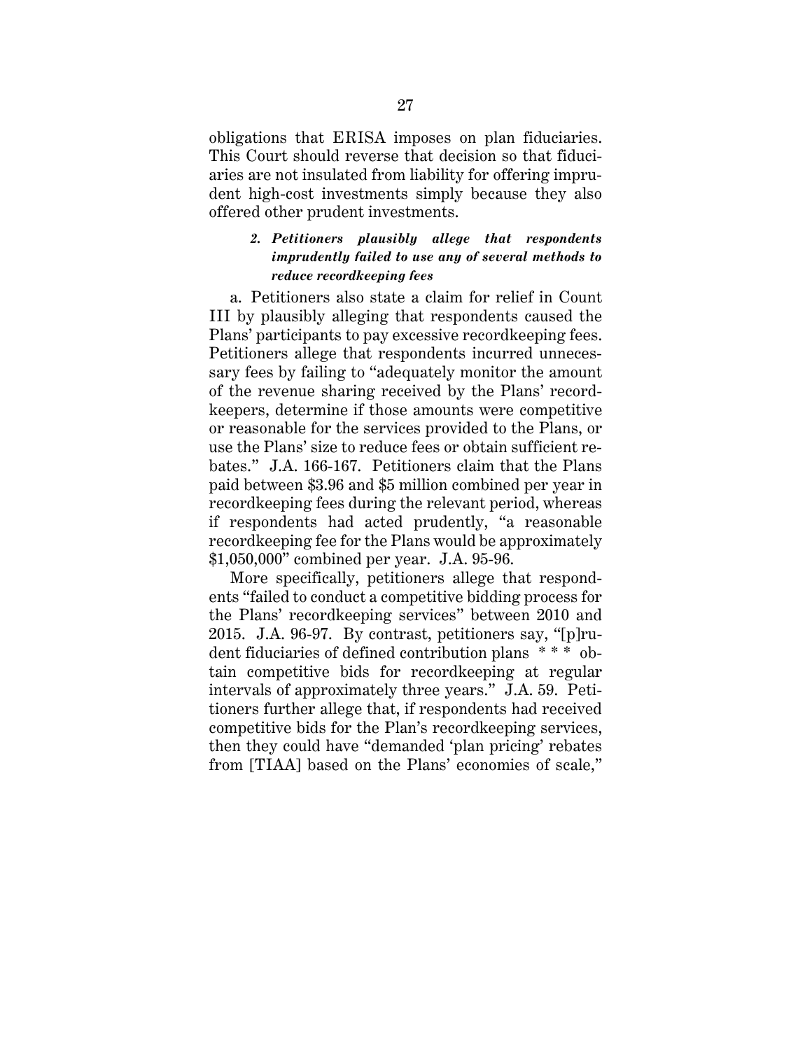obligations that ERISA imposes on plan fiduciaries. This Court should reverse that decision so that fiduciaries are not insulated from liability for offering imprudent high-cost investments simply because they also offered other prudent investments.

### *2. Petitioners plausibly allege that respondents imprudently failed to use any of several methods to reduce recordkeeping fees*

a. Petitioners also state a claim for relief in Count III by plausibly alleging that respondents caused the Plans' participants to pay excessive recordkeeping fees. Petitioners allege that respondents incurred unnecessary fees by failing to "adequately monitor the amount of the revenue sharing received by the Plans' recordkeepers, determine if those amounts were competitive or reasonable for the services provided to the Plans, or use the Plans' size to reduce fees or obtain sufficient rebates." J.A. 166-167. Petitioners claim that the Plans paid between $3.96 and $5 million combined per year in recordkeeping fees during the relevant period, whereas if respondents had acted prudently, "a reasonable recordkeeping fee for the Plans would be approximately $1,050,000" combined per year. J.A. 95-96.

More specifically, petitioners allege that respondents "failed to conduct a competitive bidding process for the Plans' recordkeeping services" between 2010 and 2015. J.A. 96-97. By contrast, petitioners say, "[p]rudent fiduciaries of defined contribution plans * * * obtain competitive bids for recordkeeping at regular intervals of approximately three years." J.A. 59. Petitioners further allege that, if respondents had received competitive bids for the Plan's recordkeeping services, then they could have "demanded 'plan pricing' rebates from [TIAA] based on the Plans' economies of scale,"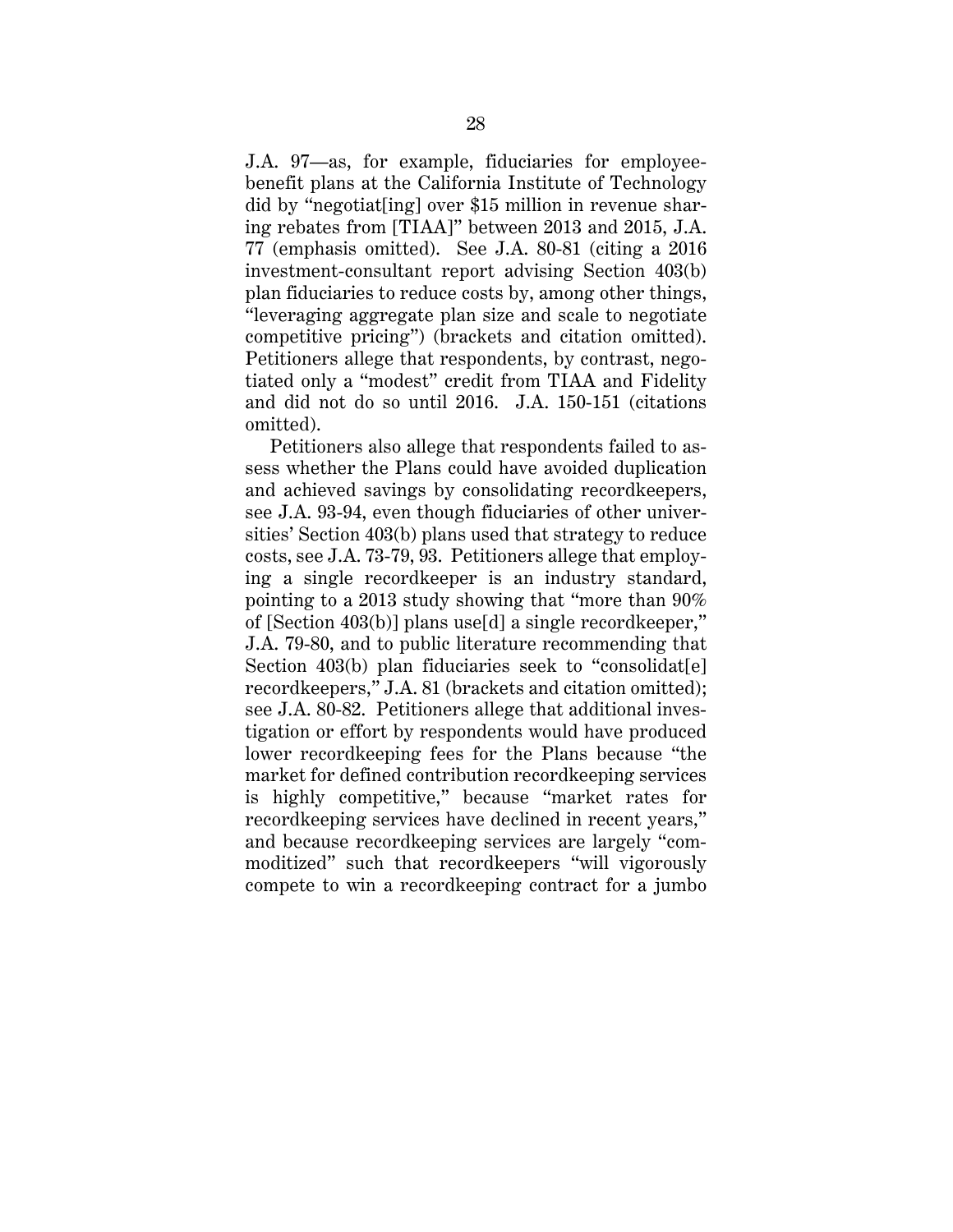J.A. 97—as, for example, fiduciaries for employee-benefit plans at the California Institute of Technology did by "negotiat[ing] over $15 million in revenue sharing rebates from [TIAA]" between 2013 and 2015, J.A. 77 (emphasis omitted). See J.A. 80-81 (citing a 2016 investment-consultant report advising Section 403(b) plan fiduciaries to reduce costs by, among other things, "leveraging aggregate plan size and scale to negotiate competitive pricing") (brackets and citation omitted). Petitioners allege that respondents, by contrast, negotiated only a "modest" credit from TIAA and Fidelity and did not do so until 2016. J.A. 150-151 (citations omitted).

Petitioners also allege that respondents failed to assess whether the Plans could have avoided duplication and achieved savings by consolidating recordkeepers, see J.A. 93-94, even though fiduciaries of other universities' Section 403(b) plans used that strategy to reduce costs, see J.A. 73-79, 93. Petitioners allege that employing a single recordkeeper is an industry standard, pointing to a 2013 study showing that "more than 90% of [Section 403(b)] plans use[d] a single recordkeeper," J.A. 79-80, and to public literature recommending that Section 403(b) plan fiduciaries seek to "consolidat[e] recordkeepers," J.A. 81 (brackets and citation omitted); see J.A. 80-82. Petitioners allege that additional investigation or effort by respondents would have produced lower recordkeeping fees for the Plans because "the market for defined contribution recordkeeping services is highly competitive," because "market rates for recordkeeping services have declined in recent years," and because recordkeeping services are largely "commoditized" such that recordkeepers "will vigorously compete to win a recordkeeping contract for a jumbo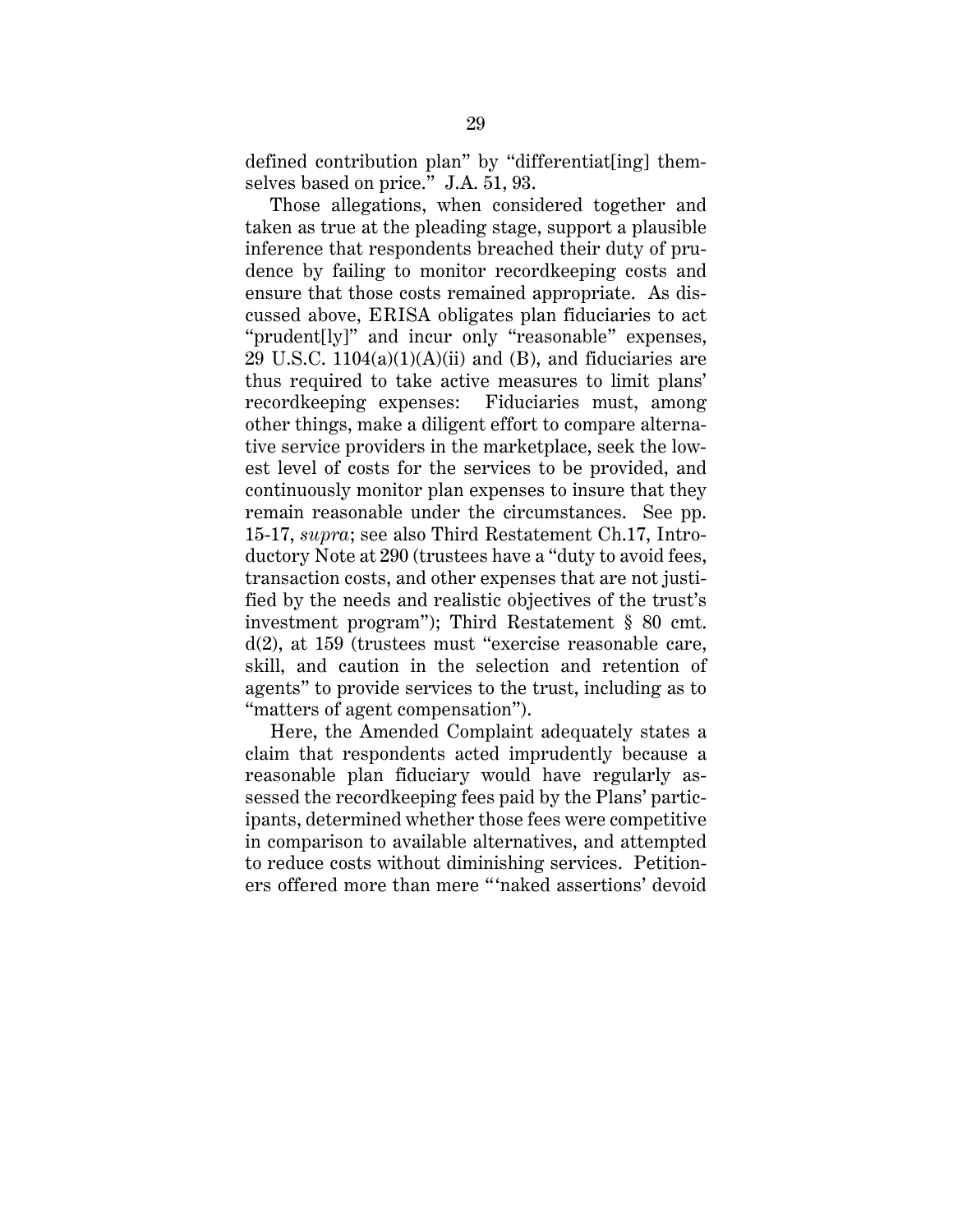defined contribution plan" by "differentiat[ing] themselves based on price." J.A. 51, 93.

Those allegations, when considered together and taken as true at the pleading stage, support a plausible inference that respondents breached their duty of prudence by failing to monitor recordkeeping costs and ensure that those costs remained appropriate. As discussed above, ERISA obligates plan fiduciaries to act "prudent[ly]" and incur only "reasonable" expenses, 29 U.S.C. 1104(a)(1)(A)(ii) and (B), and fiduciaries are thus required to take active measures to limit plans' recordkeeping expenses: Fiduciaries must, among other things, make a diligent effort to compare alternative service providers in the marketplace, seek the lowest level of costs for the services to be provided, and continuously monitor plan expenses to insure that they remain reasonable under the circumstances. See pp. 15-17, *supra*; see also Third Restatement Ch.17, Introductory Note at 290 (trustees have a "duty to avoid fees, transaction costs, and other expenses that are not justified by the needs and realistic objectives of the trust's investment program"); Third Restatement § 80 cmt. d(2), at 159 (trustees must "exercise reasonable care, skill, and caution in the selection and retention of agents" to provide services to the trust, including as to "matters of agent compensation").

Here, the Amended Complaint adequately states a claim that respondents acted imprudently because a reasonable plan fiduciary would have regularly assessed the recordkeeping fees paid by the Plans' participants, determined whether those fees were competitive in comparison to available alternatives, and attempted to reduce costs without diminishing services. Petitioners offered more than mere "'naked assertions' devoid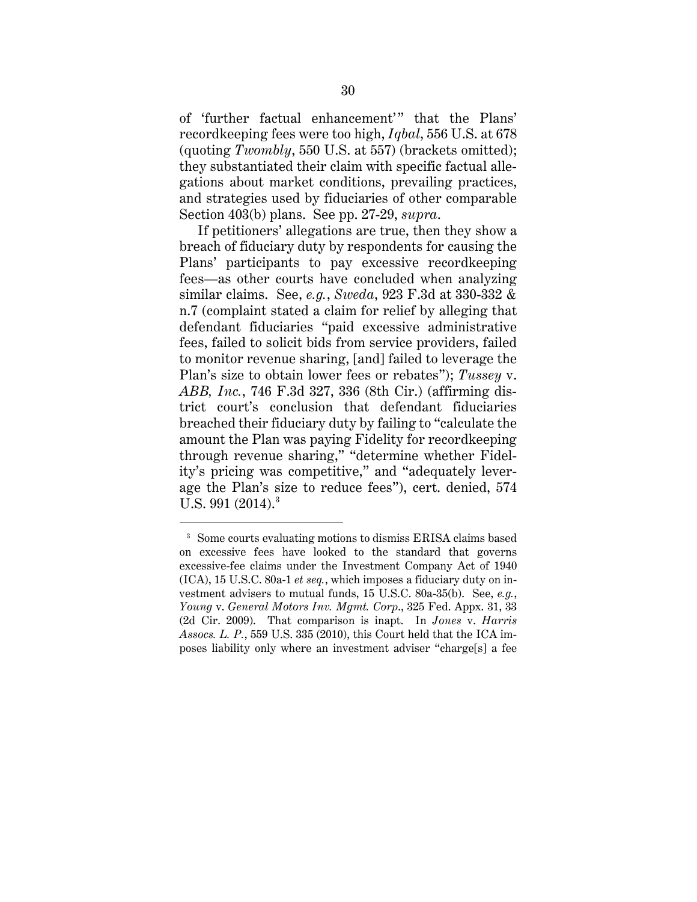of 'further factual enhancement'" that the Plans' recordkeeping fees were too high, *Iqbal*, 556 U.S. at 678 (quoting *Twombly*, 550 U.S. at 557) (brackets omitted); they substantiated their claim with specific factual allegations about market conditions, prevailing practices, and strategies used by fiduciaries of other comparable Section 403(b) plans. See pp. 27-29, *supra*.

If petitioners' allegations are true, then they show a breach of fiduciary duty by respondents for causing the Plans' participants to pay excessive recordkeeping fees—as other courts have concluded when analyzing similar claims. See, *e.g.*, *Sweda*, 923 F.3d at 330-332 & n.7 (complaint stated a claim for relief by alleging that defendant fiduciaries "paid excessive administrative fees, failed to solicit bids from service providers, failed to monitor revenue sharing, [and] failed to leverage the Plan's size to obtain lower fees or rebates"); *Tussey* v. *ABB, Inc.*, 746 F.3d 327, 336 (8th Cir.) (affirming district court's conclusion that defendant fiduciaries breached their fiduciary duty by failing to "calculate the amount the Plan was paying Fidelity for recordkeeping through revenue sharing," "determine whether Fidelity's pricing was competitive," and "adequately leverage the Plan's size to reduce fees"), cert. denied, 574 U.S. 991 (2014).[3]

---

[3] Some courts evaluating motions to dismiss ERISA claims based on excessive fees have looked to the standard that governs excessive-fee claims under the Investment Company Act of 1940 (ICA), 15 U.S.C. 80a-1 *et seq.*, which imposes a fiduciary duty on investment advisers to mutual funds, 15 U.S.C. 80a-35(b). See, *e.g.*, *Young* v. *General Motors Inv. Mgmt. Corp.*, 325 Fed. Appx. 31, 33 (2d Cir. 2009). That comparison is inapt. In *Jones* v. *Harris Assocs. L. P.*, 559 U.S. 335 (2010), this Court held that the ICA imposes liability only where an investment adviser "charge[s] a fee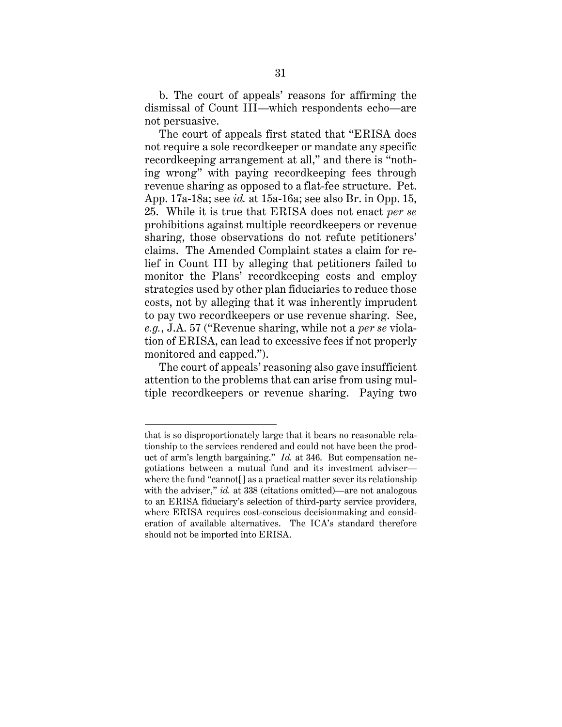b. The court of appeals' reasons for affirming the dismissal of Count III—which respondents echo—are not persuasive.

The court of appeals first stated that "ERISA does not require a sole recordkeeper or mandate any specific recordkeeping arrangement at all," and there is "nothing wrong" with paying recordkeeping fees through revenue sharing as opposed to a flat-fee structure. Pet. App. 17a-18a; see *id.* at 15a-16a; see also Br. in Opp. 15, 25. While it is true that ERISA does not enact *per se* prohibitions against multiple recordkeepers or revenue sharing, those observations do not refute petitioners' claims. The Amended Complaint states a claim for relief in Count III by alleging that petitioners failed to monitor the Plans' recordkeeping costs and employ strategies used by other plan fiduciaries to reduce those costs, not by alleging that it was inherently imprudent to pay two recordkeepers or use revenue sharing. See, *e.g.*, J.A. 57 ("Revenue sharing, while not a *per se* violation of ERISA, can lead to excessive fees if not properly monitored and capped.").

The court of appeals' reasoning also gave insufficient attention to the problems that can arise from using multiple recordkeepers or revenue sharing. Paying two

---

that is so disproportionately large that it bears no reasonable relationship to the services rendered and could not have been the product of arm's length bargaining." *Id.* at 346. But compensation negotiations between a mutual fund and its investment adviser—where the fund "cannot[ ] as a practical matter sever its relationship with the adviser," *id.* at 338 (citations omitted)—are not analogous to an ERISA fiduciary's selection of third-party service providers, where ERISA requires cost-conscious decisionmaking and consideration of available alternatives. The ICA's standard therefore should not be imported into ERISA.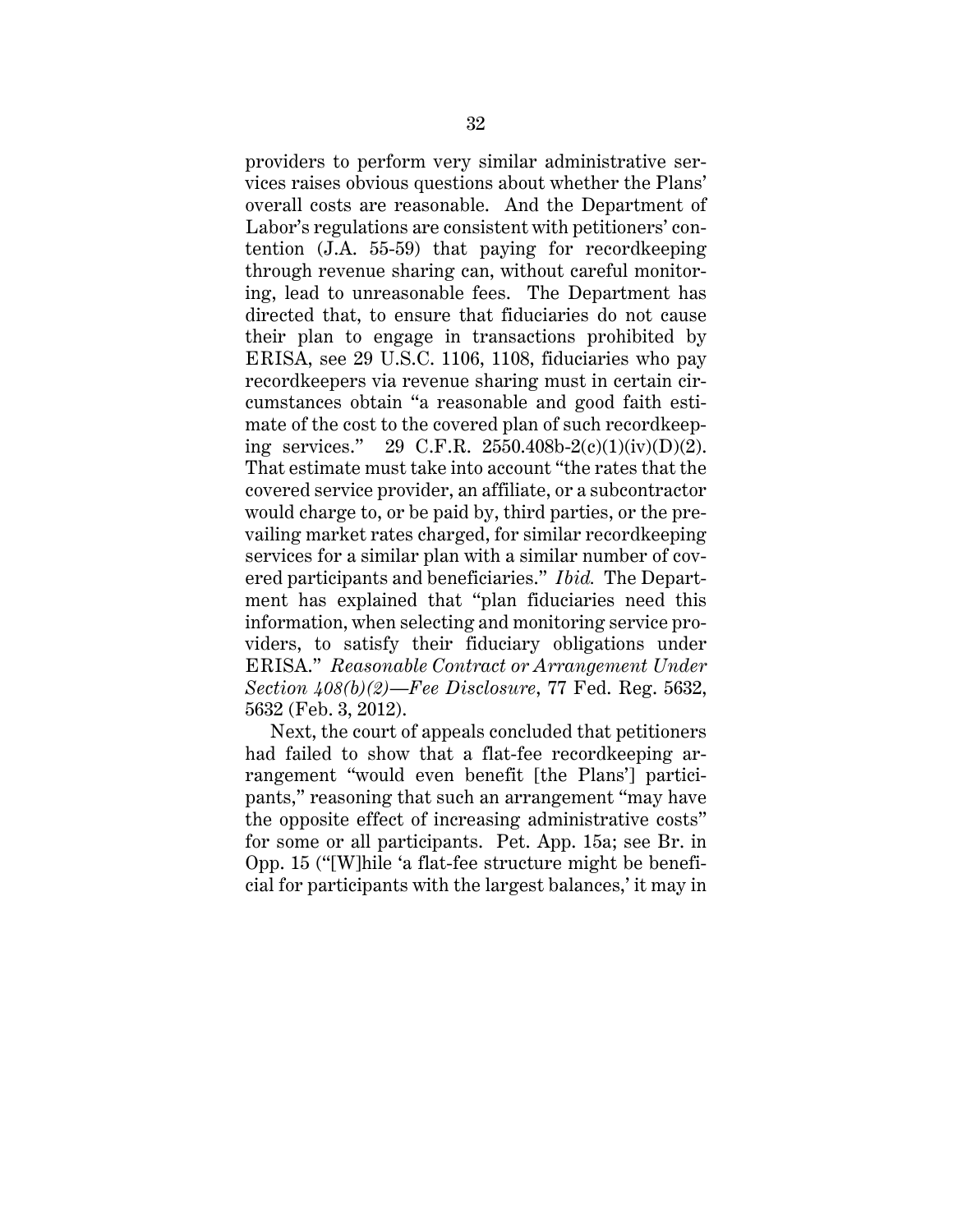providers to perform very similar administrative services raises obvious questions about whether the Plans' overall costs are reasonable. And the Department of Labor's regulations are consistent with petitioners' contention (J.A. 55-59) that paying for recordkeeping through revenue sharing can, without careful monitoring, lead to unreasonable fees. The Department has directed that, to ensure that fiduciaries do not cause their plan to engage in transactions prohibited by ERISA, see 29 U.S.C. 1106, 1108, fiduciaries who pay recordkeepers via revenue sharing must in certain circumstances obtain "a reasonable and good faith estimate of the cost to the covered plan of such recordkeeping services." 29 C.F.R. 2550.408b-2(c)(1)(iv)(D)(2). That estimate must take into account "the rates that the covered service provider, an affiliate, or a subcontractor would charge to, or be paid by, third parties, or the prevailing market rates charged, for similar recordkeeping services for a similar plan with a similar number of covered participants and beneficiaries." *Ibid.* The Department has explained that "plan fiduciaries need this information, when selecting and monitoring service providers, to satisfy their fiduciary obligations under ERISA." *Reasonable Contract or Arrangement Under Section 408(b)(2)—Fee Disclosure*, 77 Fed. Reg. 5632, 5632 (Feb. 3, 2012).

Next, the court of appeals concluded that petitioners had failed to show that a flat-fee recordkeeping arrangement "would even benefit [the Plans'] participants," reasoning that such an arrangement "may have the opposite effect of increasing administrative costs" for some or all participants. Pet. App. 15a; see Br. in Opp. 15 ("[W]hile 'a flat-fee structure might be beneficial for participants with the largest balances,' it may in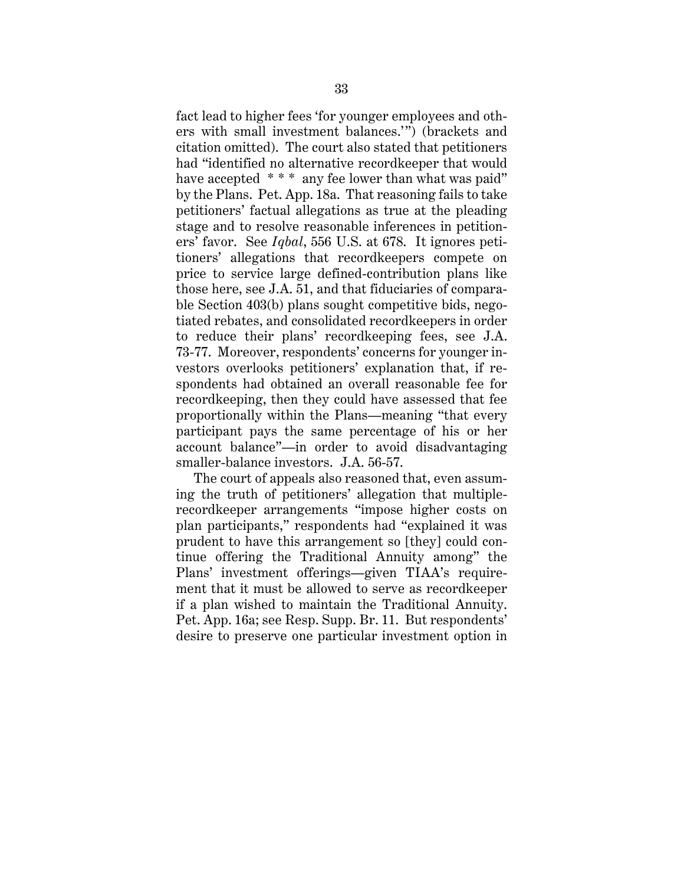fact lead to higher fees 'for younger employees and others with small investment balances.'") (brackets and citation omitted). The court also stated that petitioners had "identified no alternative recordkeeper that would have accepted * * * any fee lower than what was paid" by the Plans. Pet. App. 18a. That reasoning fails to take petitioners' factual allegations as true at the pleading stage and to resolve reasonable inferences in petitioners' favor. See *Iqbal*, 556 U.S. at 678. It ignores petitioners' allegations that recordkeepers compete on price to service large defined-contribution plans like those here, see J.A. 51, and that fiduciaries of comparable Section 403(b) plans sought competitive bids, negotiated rebates, and consolidated recordkeepers in order to reduce their plans' recordkeeping fees, see J.A. 73-77. Moreover, respondents' concerns for younger investors overlooks petitioners' explanation that, if respondents had obtained an overall reasonable fee for recordkeeping, then they could have assessed that fee proportionally within the Plans—meaning "that every participant pays the same percentage of his or her account balance"—in order to avoid disadvantaging smaller-balance investors. J.A. 56-57.

The court of appeals also reasoned that, even assuming the truth of petitioners' allegation that multiple-recordkeeper arrangements "impose higher costs on plan participants," respondents had "explained it was prudent to have this arrangement so [they] could continue offering the Traditional Annuity among" the Plans' investment offerings—given TIAA's requirement that it must be allowed to serve as recordkeeper if a plan wished to maintain the Traditional Annuity. Pet. App. 16a; see Resp. Supp. Br. 11. But respondents' desire to preserve one particular investment option in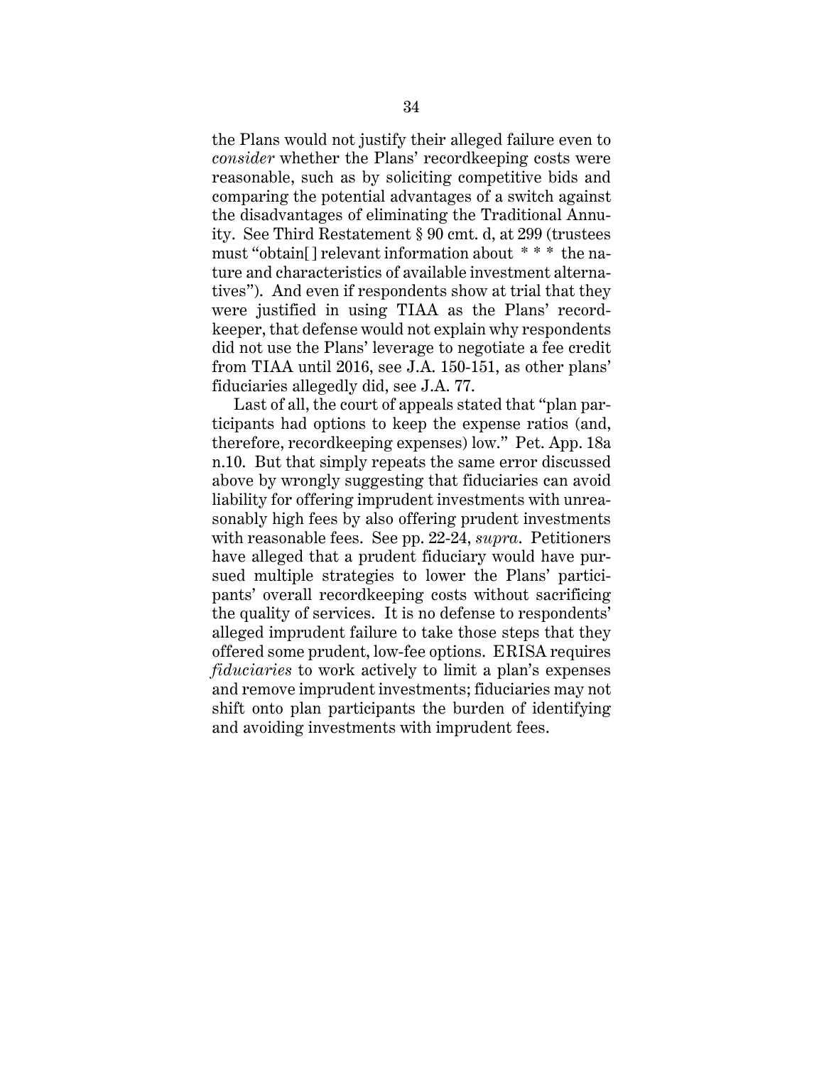the Plans would not justify their alleged failure even to *consider* whether the Plans' recordkeeping costs were reasonable, such as by soliciting competitive bids and comparing the potential advantages of a switch against the disadvantages of eliminating the Traditional Annuity. See Third Restatement § 90 cmt. d, at 299 (trustees must "obtain[] relevant information about * * * the nature and characteristics of available investment alternatives"). And even if respondents show at trial that they were justified in using TIAA as the Plans' recordkeeper, that defense would not explain why respondents did not use the Plans' leverage to negotiate a fee credit from TIAA until 2016, see J.A. 150-151, as other plans' fiduciaries allegedly did, see J.A. 77.

Last of all, the court of appeals stated that "plan participants had options to keep the expense ratios (and, therefore, recordkeeping expenses) low." Pet. App. 18a n.10. But that simply repeats the same error discussed above by wrongly suggesting that fiduciaries can avoid liability for offering imprudent investments with unreasonably high fees by also offering prudent investments with reasonable fees. See pp. 22-24, *supra*. Petitioners have alleged that a prudent fiduciary would have pursued multiple strategies to lower the Plans' participants' overall recordkeeping costs without sacrificing the quality of services. It is no defense to respondents' alleged imprudent failure to take those steps that they offered some prudent, low-fee options. ERISA requires *fiduciaries* to work actively to limit a plan's expenses and remove imprudent investments; fiduciaries may not shift onto plan participants the burden of identifying and avoiding investments with imprudent fees.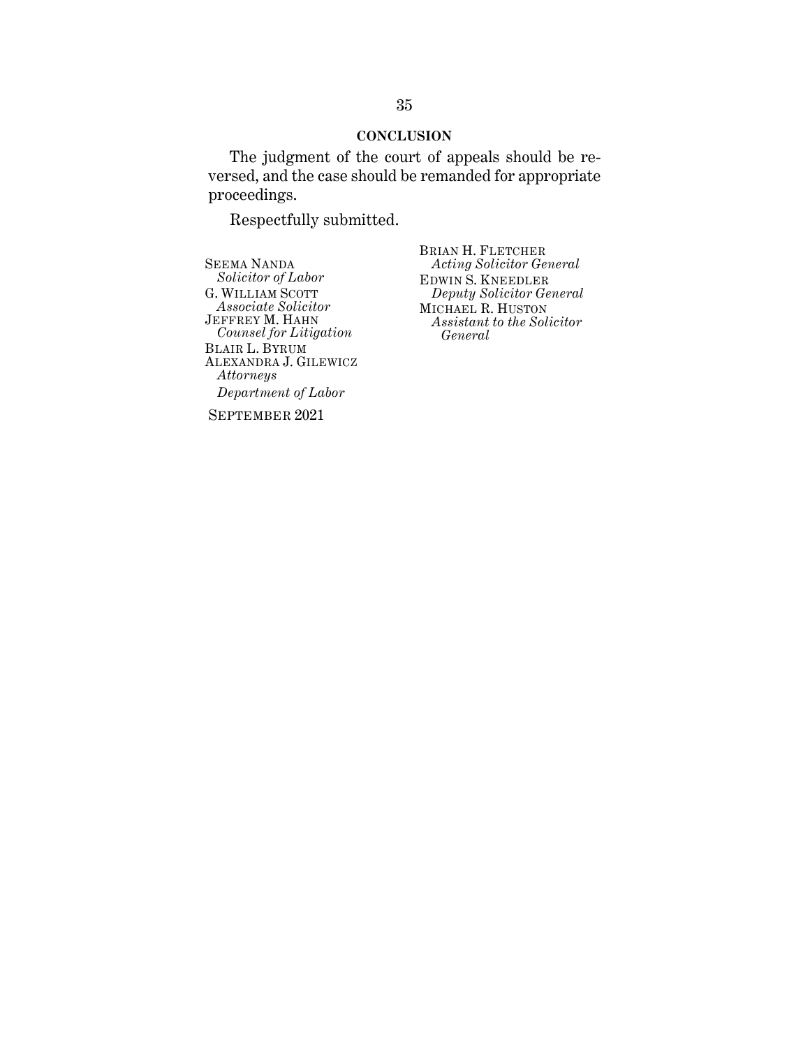## CONCLUSION

The judgment of the court of appeals should be reversed, and the case should be remanded for appropriate proceedings.

Respectfully submitted.

BRIAN H. FLETCHER  
*Acting Solicitor General*  
EDWIN S. KNEEDLER  
*Deputy Solicitor General*  
MICHAEL R. HUSTON  
*Assistant to the Solicitor General*

SEEMA NANDA  
*Solicitor of Labor*  
G. WILLIAM SCOTT  
*Associate Solicitor*  
JEFFREY M. HAHN  
*Counsel for Litigation*  
BLAIR L. BYRUM  
ALEXANDRA J. GILEWICZ  
*Attorneys*  
*Department of Labor*

SEPTEMBER 2021